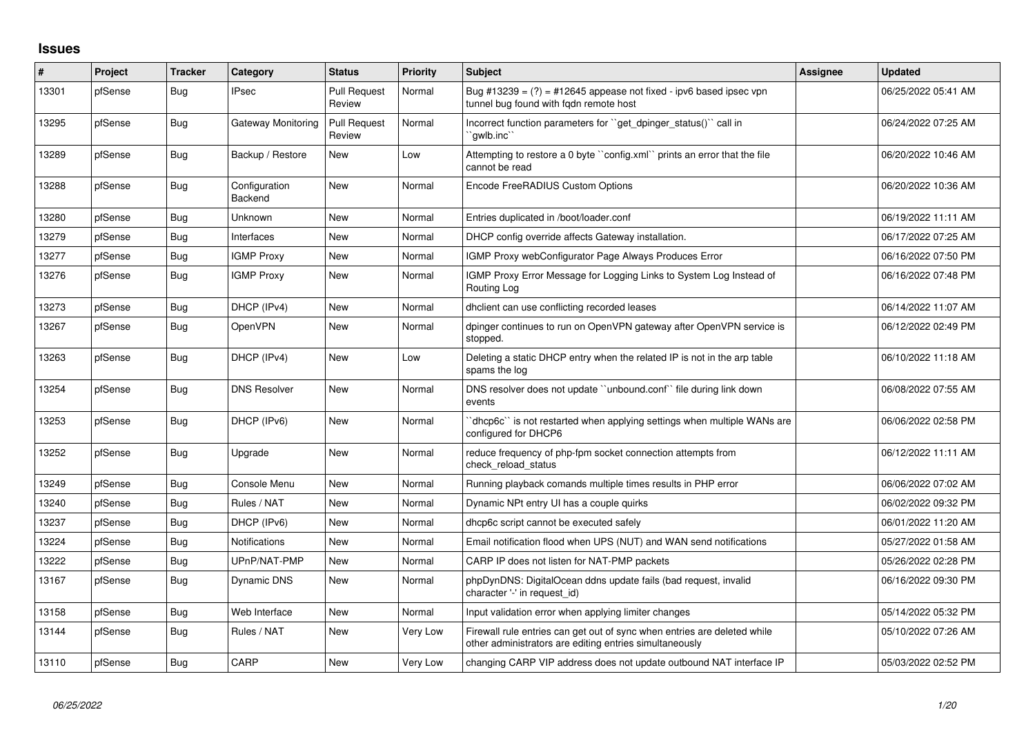# Issues

| # | Project | Tracker | Category | Status | Priority | Subject | Assignee | Updated |
|---|---|---|---|---|---|---|---|---|
| 13301 | pfSense | Bug | IPsec | Pull Request Review | Normal | Bug #13239 = (?) = #12645 appease not fixed - ipv6 based ipsec vpn tunnel bug found with fqdn remote host | | 06/25/2022 05:41 AM |
| 13295 | pfSense | Bug | Gateway Monitoring | Pull Request Review | Normal | Incorrect function parameters for ``get_dpinger_status()`` call in ``gwlb.inc`` | | 06/24/2022 07:25 AM |
| 13289 | pfSense | Bug | Backup / Restore | New | Low | Attempting to restore a 0 byte ``config.xml`` prints an error that the file cannot be read | | 06/20/2022 10:46 AM |
| 13288 | pfSense | Bug | Configuration Backend | New | Normal | Encode FreeRADIUS Custom Options | | 06/20/2022 10:36 AM |
| 13280 | pfSense | Bug | Unknown | New | Normal | Entries duplicated in /boot/loader.conf | | 06/19/2022 11:11 AM |
| 13279 | pfSense | Bug | Interfaces | New | Normal | DHCP config override affects Gateway installation. | | 06/17/2022 07:25 AM |
| 13277 | pfSense | Bug | IGMP Proxy | New | Normal | IGMP Proxy webConfigurator Page Always Produces Error | | 06/16/2022 07:50 PM |
| 13276 | pfSense | Bug | IGMP Proxy | New | Normal | IGMP Proxy Error Message for Logging Links to System Log Instead of Routing Log | | 06/16/2022 07:48 PM |
| 13273 | pfSense | Bug | DHCP (IPv4) | New | Normal | dhclient can use conflicting recorded leases | | 06/14/2022 11:07 AM |
| 13267 | pfSense | Bug | OpenVPN | New | Normal | dpinger continues to run on OpenVPN gateway after OpenVPN service is stopped. | | 06/12/2022 02:49 PM |
| 13263 | pfSense | Bug | DHCP (IPv4) | New | Low | Deleting a static DHCP entry when the related IP is not in the arp table spams the log | | 06/10/2022 11:18 AM |
| 13254 | pfSense | Bug | DNS Resolver | New | Normal | DNS resolver does not update ``unbound.conf`` file during link down events | | 06/08/2022 07:55 AM |
| 13253 | pfSense | Bug | DHCP (IPv6) | New | Normal | ``dhcp6c`` is not restarted when applying settings when multiple WANs are configured for DHCP6 | | 06/06/2022 02:58 PM |
| 13252 | pfSense | Bug | Upgrade | New | Normal | reduce frequency of php-fpm socket connection attempts from check_reload_status | | 06/12/2022 11:11 AM |
| 13249 | pfSense | Bug | Console Menu | New | Normal | Running playback comands multiple times results in PHP error | | 06/06/2022 07:02 AM |
| 13240 | pfSense | Bug | Rules / NAT | New | Normal | Dynamic NPt entry UI has a couple quirks | | 06/02/2022 09:32 PM |
| 13237 | pfSense | Bug | DHCP (IPv6) | New | Normal | dhcp6c script cannot be executed safely | | 06/01/2022 11:20 AM |
| 13224 | pfSense | Bug | Notifications | New | Normal | Email notification flood when UPS (NUT) and WAN send notifications | | 05/27/2022 01:58 AM |
| 13222 | pfSense | Bug | UPnP/NAT-PMP | New | Normal | CARP IP does not listen for NAT-PMP packets | | 05/26/2022 02:28 PM |
| 13167 | pfSense | Bug | Dynamic DNS | New | Normal | phpDynDNS: DigitalOcean ddns update fails (bad request, invalid character '-' in request_id) | | 06/16/2022 09:30 PM |
| 13158 | pfSense | Bug | Web Interface | New | Normal | Input validation error when applying limiter changes | | 05/14/2022 05:32 PM |
| 13144 | pfSense | Bug | Rules / NAT | New | Very Low | Firewall rule entries can get out of sync when entries are deleted while other administrators are editing entries simultaneously | | 05/10/2022 07:26 AM |
| 13110 | pfSense | Bug | CARP | New | Very Low | changing CARP VIP address does not update outbound NAT interface IP | | 05/03/2022 02:52 PM |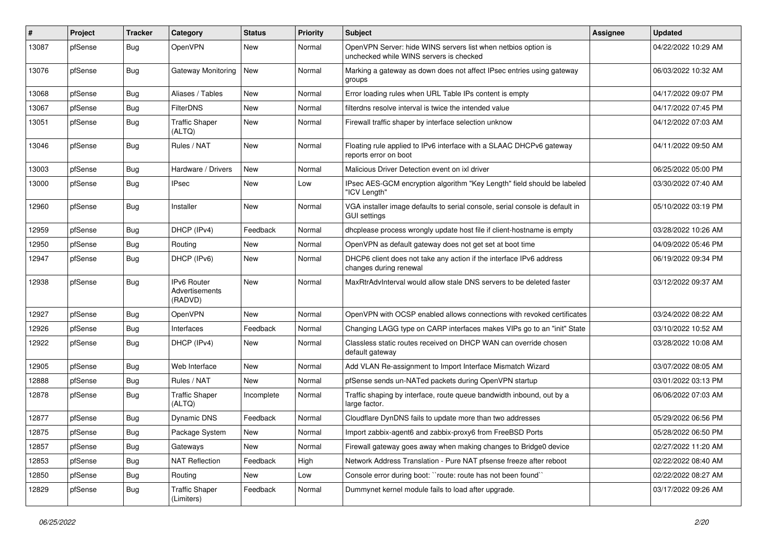| # | Project | Tracker | Category | Status | Priority | Subject | Assignee | Updated |
|---|---|---|---|---|---|---|---|---|
| 13087 | pfSense | Bug | OpenVPN | New | Normal | OpenVPN Server: hide WINS servers list when netbios option is unchecked while WINS servers is checked | | 04/22/2022 10:29 AM |
| 13076 | pfSense | Bug | Gateway Monitoring | New | Normal | Marking a gateway as down does not affect IPsec entries using gateway groups | | 06/03/2022 10:32 AM |
| 13068 | pfSense | Bug | Aliases / Tables | New | Normal | Error loading rules when URL Table IPs content is empty | | 04/17/2022 09:07 PM |
| 13067 | pfSense | Bug | FilterDNS | New | Normal | filterdns resolve interval is twice the intended value | | 04/17/2022 07:45 PM |
| 13051 | pfSense | Bug | Traffic Shaper (ALTQ) | New | Normal | Firewall traffic shaper by interface selection unknow | | 04/12/2022 07:03 AM |
| 13046 | pfSense | Bug | Rules / NAT | New | Normal | Floating rule applied to IPv6 interface with a SLAAC DHCPv6 gateway reports error on boot | | 04/11/2022 09:50 AM |
| 13003 | pfSense | Bug | Hardware / Drivers | New | Normal | Malicious Driver Detection event on ixl driver | | 06/25/2022 05:00 PM |
| 13000 | pfSense | Bug | IPsec | New | Low | IPsec AES-GCM encryption algorithm "Key Length" field should be labeled "ICV Length" | | 03/30/2022 07:40 AM |
| 12960 | pfSense | Bug | Installer | New | Normal | VGA installer image defaults to serial console, serial console is default in GUI settings | | 05/10/2022 03:19 PM |
| 12959 | pfSense | Bug | DHCP (IPv4) | Feedback | Normal | dhcplease process wrongly update host file if client-hostname is empty | | 03/28/2022 10:26 AM |
| 12950 | pfSense | Bug | Routing | New | Normal | OpenVPN as default gateway does not get set at boot time | | 04/09/2022 05:46 PM |
| 12947 | pfSense | Bug | DHCP (IPv6) | New | Normal | DHCP6 client does not take any action if the interface IPv6 address changes during renewal | | 06/19/2022 09:34 PM |
| 12938 | pfSense | Bug | IPv6 Router Advertisements (RADVD) | New | Normal | MaxRtrAdvInterval would allow stale DNS servers to be deleted faster | | 03/12/2022 09:37 AM |
| 12927 | pfSense | Bug | OpenVPN | New | Normal | OpenVPN with OCSP enabled allows connections with revoked certificates | | 03/24/2022 08:22 AM |
| 12926 | pfSense | Bug | Interfaces | Feedback | Normal | Changing LAGG type on CARP interfaces makes VIPs go to an "init" State | | 03/10/2022 10:52 AM |
| 12922 | pfSense | Bug | DHCP (IPv4) | New | Normal | Classless static routes received on DHCP WAN can override chosen default gateway | | 03/28/2022 10:08 AM |
| 12905 | pfSense | Bug | Web Interface | New | Normal | Add VLAN Re-assignment to Import Interface Mismatch Wizard | | 03/07/2022 08:05 AM |
| 12888 | pfSense | Bug | Rules / NAT | New | Normal | pfSense sends un-NATed packets during OpenVPN startup | | 03/01/2022 03:13 PM |
| 12878 | pfSense | Bug | Traffic Shaper (ALTQ) | Incomplete | Normal | Traffic shaping by interface, route queue bandwidth inbound, out by a large factor. | | 06/06/2022 07:03 AM |
| 12877 | pfSense | Bug | Dynamic DNS | Feedback | Normal | Cloudflare DynDNS fails to update more than two addresses | | 05/29/2022 06:56 PM |
| 12875 | pfSense | Bug | Package System | New | Normal | Import zabbix-agent6 and zabbix-proxy6 from FreeBSD Ports | | 05/28/2022 06:50 PM |
| 12857 | pfSense | Bug | Gateways | New | Normal | Firewall gateway goes away when making changes to Bridge0 device | | 02/27/2022 11:20 AM |
| 12853 | pfSense | Bug | NAT Reflection | Feedback | High | Network Address Translation - Pure NAT pfsense freeze after reboot | | 02/22/2022 08:40 AM |
| 12850 | pfSense | Bug | Routing | New | Low | Console error during boot: ``route: route has not been found`` | | 02/22/2022 08:27 AM |
| 12829 | pfSense | Bug | Traffic Shaper (Limiters) | Feedback | Normal | Dummynet kernel module fails to load after upgrade. | | 03/17/2022 09:26 AM |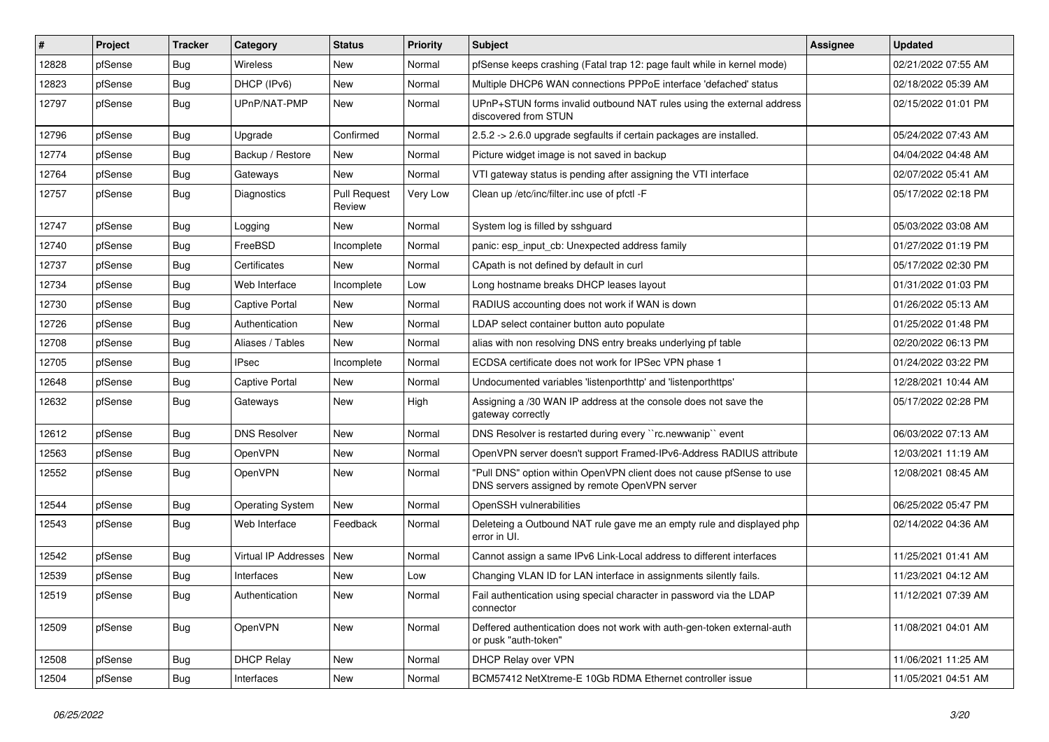| # | Project | Tracker | Category | Status | Priority | Subject | Assignee | Updated |
|---|---|---|---|---|---|---|---|---|
| 12828 | pfSense | Bug | Wireless | New | Normal | pfSense keeps crashing (Fatal trap 12: page fault while in kernel mode) | | 02/21/2022 07:55 AM |
| 12823 | pfSense | Bug | DHCP (IPv6) | New | Normal | Multiple DHCP6 WAN connections PPPoE interface 'defached' status | | 02/18/2022 05:39 AM |
| 12797 | pfSense | Bug | UPnP/NAT-PMP | New | Normal | UPnP+STUN forms invalid outbound NAT rules using the external address discovered from STUN | | 02/15/2022 01:01 PM |
| 12796 | pfSense | Bug | Upgrade | Confirmed | Normal | 2.5.2 -> 2.6.0 upgrade segfaults if certain packages are installed. | | 05/24/2022 07:43 AM |
| 12774 | pfSense | Bug | Backup / Restore | New | Normal | Picture widget image is not saved in backup | | 04/04/2022 04:48 AM |
| 12764 | pfSense | Bug | Gateways | New | Normal | VTI gateway status is pending after assigning the VTI interface | | 02/07/2022 05:41 AM |
| 12757 | pfSense | Bug | Diagnostics | Pull Request Review | Very Low | Clean up /etc/inc/filter.inc use of pfctl -F | | 05/17/2022 02:18 PM |
| 12747 | pfSense | Bug | Logging | New | Normal | System log is filled by sshguard | | 05/03/2022 03:08 AM |
| 12740 | pfSense | Bug | FreeBSD | Incomplete | Normal | panic: esp_input_cb: Unexpected address family | | 01/27/2022 01:19 PM |
| 12737 | pfSense | Bug | Certificates | New | Normal | CApath is not defined by default in curl | | 05/17/2022 02:30 PM |
| 12734 | pfSense | Bug | Web Interface | Incomplete | Low | Long hostname breaks DHCP leases layout | | 01/31/2022 01:03 PM |
| 12730 | pfSense | Bug | Captive Portal | New | Normal | RADIUS accounting does not work if WAN is down | | 01/26/2022 05:13 AM |
| 12726 | pfSense | Bug | Authentication | New | Normal | LDAP select container button auto populate | | 01/25/2022 01:48 PM |
| 12708 | pfSense | Bug | Aliases / Tables | New | Normal | alias with non resolving DNS entry breaks underlying pf table | | 02/20/2022 06:13 PM |
| 12705 | pfSense | Bug | IPsec | Incomplete | Normal | ECDSA certificate does not work for IPSec VPN phase 1 | | 01/24/2022 03:22 PM |
| 12648 | pfSense | Bug | Captive Portal | New | Normal | Undocumented variables 'listenporthttp' and 'listenporthttps' | | 12/28/2021 10:44 AM |
| 12632 | pfSense | Bug | Gateways | New | High | Assigning a /30 WAN IP address at the console does not save the gateway correctly | | 05/17/2022 02:28 PM |
| 12612 | pfSense | Bug | DNS Resolver | New | Normal | DNS Resolver is restarted during every ``rc.newwanip`` event | | 06/03/2022 07:13 AM |
| 12563 | pfSense | Bug | OpenVPN | New | Normal | OpenVPN server doesn't support Framed-IPv6-Address RADIUS attribute | | 12/03/2021 11:19 AM |
| 12552 | pfSense | Bug | OpenVPN | New | Normal | "Pull DNS" option within OpenVPN client does not cause pfSense to use DNS servers assigned by remote OpenVPN server | | 12/08/2021 08:45 AM |
| 12544 | pfSense | Bug | Operating System | New | Normal | OpenSSH vulnerabilities | | 06/25/2022 05:47 PM |
| 12543 | pfSense | Bug | Web Interface | Feedback | Normal | Deleteing a Outbound NAT rule gave me an empty rule and displayed php error in UI. | | 02/14/2022 04:36 AM |
| 12542 | pfSense | Bug | Virtual IP Addresses | New | Normal | Cannot assign a same IPv6 Link-Local address to different interfaces | | 11/25/2021 01:41 AM |
| 12539 | pfSense | Bug | Interfaces | New | Low | Changing VLAN ID for LAN interface in assignments silently fails. | | 11/23/2021 04:12 AM |
| 12519 | pfSense | Bug | Authentication | New | Normal | Fail authentication using special character in password via the LDAP connector | | 11/12/2021 07:39 AM |
| 12509 | pfSense | Bug | OpenVPN | New | Normal | Deffered authentication does not work with auth-gen-token external-auth or pusk "auth-token" | | 11/08/2021 04:01 AM |
| 12508 | pfSense | Bug | DHCP Relay | New | Normal | DHCP Relay over VPN | | 11/06/2021 11:25 AM |
| 12504 | pfSense | Bug | Interfaces | New | Normal | BCM57412 NetXtreme-E 10Gb RDMA Ethernet controller issue | | 11/05/2021 04:51 AM |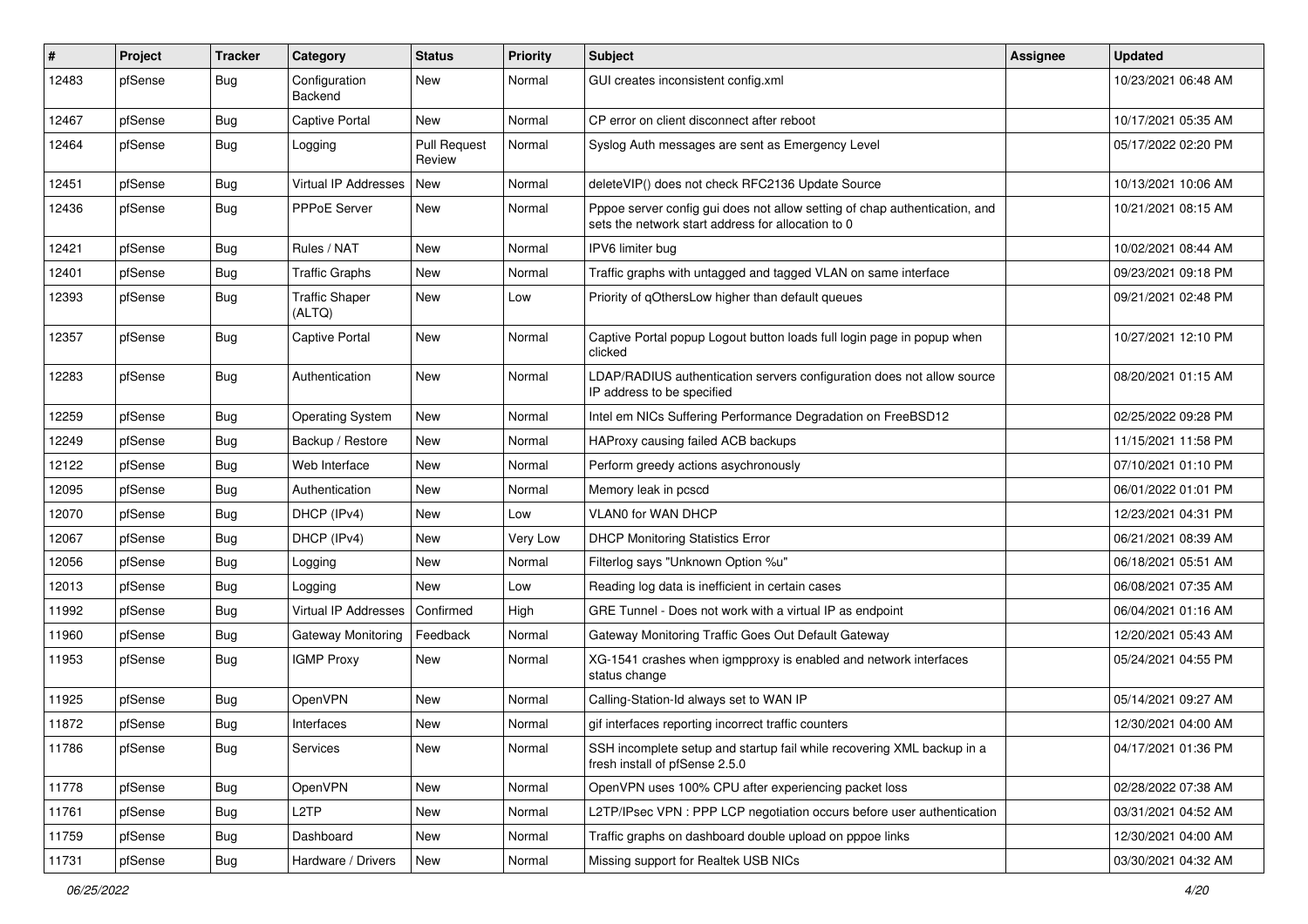| # | Project | Tracker | Category | Status | Priority | Subject | Assignee | Updated |
|---|---|---|---|---|---|---|---|---|
| 12483 | pfSense | Bug | Configuration Backend | New | Normal | GUI creates inconsistent config.xml | | 10/23/2021 06:48 AM |
| 12467 | pfSense | Bug | Captive Portal | New | Normal | CP error on client disconnect after reboot | | 10/17/2021 05:35 AM |
| 12464 | pfSense | Bug | Logging | Pull Request Review | Normal | Syslog Auth messages are sent as Emergency Level | | 05/17/2022 02:20 PM |
| 12451 | pfSense | Bug | Virtual IP Addresses | New | Normal | deleteVIP() does not check RFC2136 Update Source | | 10/13/2021 10:06 AM |
| 12436 | pfSense | Bug | PPPoE Server | New | Normal | Pppoe server config gui does not allow setting of chap authentication, and sets the network start address for allocation to 0 | | 10/21/2021 08:15 AM |
| 12421 | pfSense | Bug | Rules / NAT | New | Normal | IPV6 limiter bug | | 10/02/2021 08:44 AM |
| 12401 | pfSense | Bug | Traffic Graphs | New | Normal | Traffic graphs with untagged and tagged VLAN on same interface | | 09/23/2021 09:18 PM |
| 12393 | pfSense | Bug | Traffic Shaper (ALTQ) | New | Low | Priority of qOthersLow higher than default queues | | 09/21/2021 02:48 PM |
| 12357 | pfSense | Bug | Captive Portal | New | Normal | Captive Portal popup Logout button loads full login page in popup when clicked | | 10/27/2021 12:10 PM |
| 12283 | pfSense | Bug | Authentication | New | Normal | LDAP/RADIUS authentication servers configuration does not allow source IP address to be specified | | 08/20/2021 01:15 AM |
| 12259 | pfSense | Bug | Operating System | New | Normal | Intel em NICs Suffering Performance Degradation on FreeBSD12 | | 02/25/2022 09:28 PM |
| 12249 | pfSense | Bug | Backup / Restore | New | Normal | HAProxy causing failed ACB backups | | 11/15/2021 11:58 PM |
| 12122 | pfSense | Bug | Web Interface | New | Normal | Perform greedy actions asychronously | | 07/10/2021 01:10 PM |
| 12095 | pfSense | Bug | Authentication | New | Normal | Memory leak in pcscd | | 06/01/2022 01:01 PM |
| 12070 | pfSense | Bug | DHCP (IPv4) | New | Low | VLAN0 for WAN DHCP | | 12/23/2021 04:31 PM |
| 12067 | pfSense | Bug | DHCP (IPv4) | New | Very Low | DHCP Monitoring Statistics Error | | 06/21/2021 08:39 AM |
| 12056 | pfSense | Bug | Logging | New | Normal | Filterlog says "Unknown Option %u" | | 06/18/2021 05:51 AM |
| 12013 | pfSense | Bug | Logging | New | Low | Reading log data is inefficient in certain cases | | 06/08/2021 07:35 AM |
| 11992 | pfSense | Bug | Virtual IP Addresses | Confirmed | High | GRE Tunnel - Does not work with a virtual IP as endpoint | | 06/04/2021 01:16 AM |
| 11960 | pfSense | Bug | Gateway Monitoring | Feedback | Normal | Gateway Monitoring Traffic Goes Out Default Gateway | | 12/20/2021 05:43 AM |
| 11953 | pfSense | Bug | IGMP Proxy | New | Normal | XG-1541 crashes when igmpproxy is enabled and network interfaces status change | | 05/24/2021 04:55 PM |
| 11925 | pfSense | Bug | OpenVPN | New | Normal | Calling-Station-Id always set to WAN IP | | 05/14/2021 09:27 AM |
| 11872 | pfSense | Bug | Interfaces | New | Normal | gif interfaces reporting incorrect traffic counters | | 12/30/2021 04:00 AM |
| 11786 | pfSense | Bug | Services | New | Normal | SSH incomplete setup and startup fail while recovering XML backup in a fresh install of pfSense 2.5.0 | | 04/17/2021 01:36 PM |
| 11778 | pfSense | Bug | OpenVPN | New | Normal | OpenVPN uses 100% CPU after experiencing packet loss | | 02/28/2022 07:38 AM |
| 11761 | pfSense | Bug | L2TP | New | Normal | L2TP/IPsec VPN : PPP LCP negotiation occurs before user authentication | | 03/31/2021 04:52 AM |
| 11759 | pfSense | Bug | Dashboard | New | Normal | Traffic graphs on dashboard double upload on pppoe links | | 12/30/2021 04:00 AM |
| 11731 | pfSense | Bug | Hardware / Drivers | New | Normal | Missing support for Realtek USB NICs | | 03/30/2021 04:32 AM |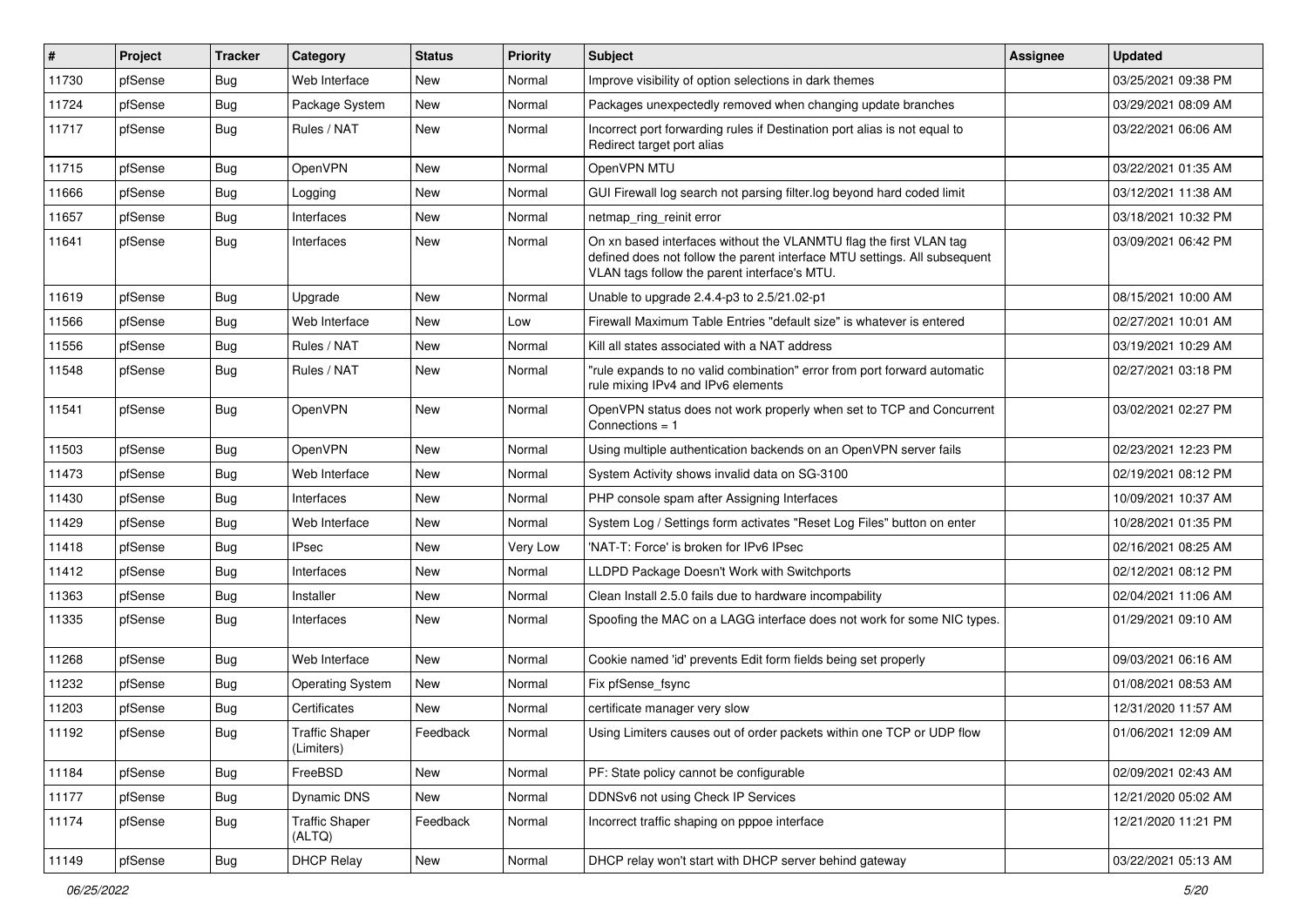| # | Project | Tracker | Category | Status | Priority | Subject | Assignee | Updated |
|---|---|---|---|---|---|---|---|---|
| 11730 | pfSense | Bug | Web Interface | New | Normal | Improve visibility of option selections in dark themes | | 03/25/2021 09:38 PM |
| 11724 | pfSense | Bug | Package System | New | Normal | Packages unexpectedly removed when changing update branches | | 03/29/2021 08:09 AM |
| 11717 | pfSense | Bug | Rules / NAT | New | Normal | Incorrect port forwarding rules if Destination port alias is not equal to Redirect target port alias | | 03/22/2021 06:06 AM |
| 11715 | pfSense | Bug | OpenVPN | New | Normal | OpenVPN MTU | | 03/22/2021 01:35 AM |
| 11666 | pfSense | Bug | Logging | New | Normal | GUI Firewall log search not parsing filter.log beyond hard coded limit | | 03/12/2021 11:38 AM |
| 11657 | pfSense | Bug | Interfaces | New | Normal | netmap_ring_reinit error | | 03/18/2021 10:32 PM |
| 11641 | pfSense | Bug | Interfaces | New | Normal | On xn based interfaces without the VLANMTU flag the first VLAN tag defined does not follow the parent interface MTU settings. All subsequent VLAN tags follow the parent interface's MTU. | | 03/09/2021 06:42 PM |
| 11619 | pfSense | Bug | Upgrade | New | Normal | Unable to upgrade 2.4.4-p3 to 2.5/21.02-p1 | | 08/15/2021 10:00 AM |
| 11566 | pfSense | Bug | Web Interface | New | Low | Firewall Maximum Table Entries "default size" is whatever is entered | | 02/27/2021 10:01 AM |
| 11556 | pfSense | Bug | Rules / NAT | New | Normal | Kill all states associated with a NAT address | | 03/19/2021 10:29 AM |
| 11548 | pfSense | Bug | Rules / NAT | New | Normal | "rule expands to no valid combination" error from port forward automatic rule mixing IPv4 and IPv6 elements | | 02/27/2021 03:18 PM |
| 11541 | pfSense | Bug | OpenVPN | New | Normal | OpenVPN status does not work properly when set to TCP and Concurrent Connections = 1 | | 03/02/2021 02:27 PM |
| 11503 | pfSense | Bug | OpenVPN | New | Normal | Using multiple authentication backends on an OpenVPN server fails | | 02/23/2021 12:23 PM |
| 11473 | pfSense | Bug | Web Interface | New | Normal | System Activity shows invalid data on SG-3100 | | 02/19/2021 08:12 PM |
| 11430 | pfSense | Bug | Interfaces | New | Normal | PHP console spam after Assigning Interfaces | | 10/09/2021 10:37 AM |
| 11429 | pfSense | Bug | Web Interface | New | Normal | System Log / Settings form activates "Reset Log Files" button on enter | | 10/28/2021 01:35 PM |
| 11418 | pfSense | Bug | IPsec | New | Very Low | 'NAT-T: Force' is broken for IPv6 IPsec | | 02/16/2021 08:25 AM |
| 11412 | pfSense | Bug | Interfaces | New | Normal | LLDPD Package Doesn't Work with Switchports | | 02/12/2021 08:12 PM |
| 11363 | pfSense | Bug | Installer | New | Normal | Clean Install 2.5.0 fails due to hardware incompability | | 02/04/2021 11:06 AM |
| 11335 | pfSense | Bug | Interfaces | New | Normal | Spoofing the MAC on a LAGG interface does not work for some NIC types. | | 01/29/2021 09:10 AM |
| 11268 | pfSense | Bug | Web Interface | New | Normal | Cookie named 'id' prevents Edit form fields being set properly | | 09/03/2021 06:16 AM |
| 11232 | pfSense | Bug | Operating System | New | Normal | Fix pfSense_fsync | | 01/08/2021 08:53 AM |
| 11203 | pfSense | Bug | Certificates | New | Normal | certificate manager very slow | | 12/31/2020 11:57 AM |
| 11192 | pfSense | Bug | Traffic Shaper (Limiters) | Feedback | Normal | Using Limiters causes out of order packets within one TCP or UDP flow | | 01/06/2021 12:09 AM |
| 11184 | pfSense | Bug | FreeBSD | New | Normal | PF: State policy cannot be configurable | | 02/09/2021 02:43 AM |
| 11177 | pfSense | Bug | Dynamic DNS | New | Normal | DDNSv6 not using Check IP Services | | 12/21/2020 05:02 AM |
| 11174 | pfSense | Bug | Traffic Shaper (ALTQ) | Feedback | Normal | Incorrect traffic shaping on pppoe interface | | 12/21/2020 11:21 PM |
| 11149 | pfSense | Bug | DHCP Relay | New | Normal | DHCP relay won't start with DHCP server behind gateway | | 03/22/2021 05:13 AM |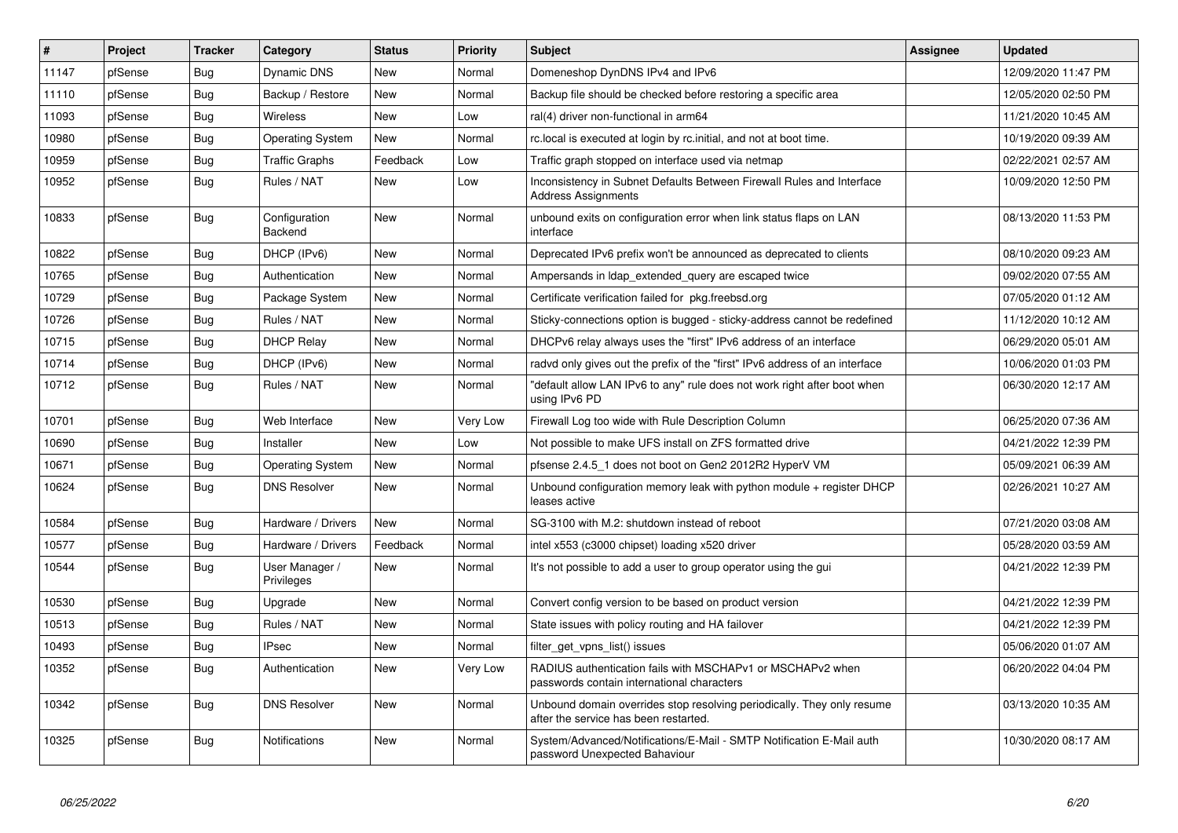| # | Project | Tracker | Category | Status | Priority | Subject | Assignee | Updated |
|---|---|---|---|---|---|---|---|---|
| 11147 | pfSense | Bug | Dynamic DNS | New | Normal | Domeneshop DynDNS IPv4 and IPv6 | | 12/09/2020 11:47 PM |
| 11110 | pfSense | Bug | Backup / Restore | New | Normal | Backup file should be checked before restoring a specific area | | 12/05/2020 02:50 PM |
| 11093 | pfSense | Bug | Wireless | New | Low | ral(4) driver non-functional in arm64 | | 11/21/2020 10:45 AM |
| 10980 | pfSense | Bug | Operating System | New | Normal | rc.local is executed at login by rc.initial, and not at boot time. | | 10/19/2020 09:39 AM |
| 10959 | pfSense | Bug | Traffic Graphs | Feedback | Low | Traffic graph stopped on interface used via netmap | | 02/22/2021 02:57 AM |
| 10952 | pfSense | Bug | Rules / NAT | New | Low | Inconsistency in Subnet Defaults Between Firewall Rules and Interface Address Assignments | | 10/09/2020 12:50 PM |
| 10833 | pfSense | Bug | Configuration Backend | New | Normal | unbound exits on configuration error when link status flaps on LAN interface | | 08/13/2020 11:53 PM |
| 10822 | pfSense | Bug | DHCP (IPv6) | New | Normal | Deprecated IPv6 prefix won't be announced as deprecated to clients | | 08/10/2020 09:23 AM |
| 10765 | pfSense | Bug | Authentication | New | Normal | Ampersands in ldap_extended_query are escaped twice | | 09/02/2020 07:55 AM |
| 10729 | pfSense | Bug | Package System | New | Normal | Certificate verification failed for pkg.freebsd.org | | 07/05/2020 01:12 AM |
| 10726 | pfSense | Bug | Rules / NAT | New | Normal | Sticky-connections option is bugged - sticky-address cannot be redefined | | 11/12/2020 10:12 AM |
| 10715 | pfSense | Bug | DHCP Relay | New | Normal | DHCPv6 relay always uses the "first" IPv6 address of an interface | | 06/29/2020 05:01 AM |
| 10714 | pfSense | Bug | DHCP (IPv6) | New | Normal | radvd only gives out the prefix of the "first" IPv6 address of an interface | | 10/06/2020 01:03 PM |
| 10712 | pfSense | Bug | Rules / NAT | New | Normal | "default allow LAN IPv6 to any" rule does not work right after boot when using IPv6 PD | | 06/30/2020 12:17 AM |
| 10701 | pfSense | Bug | Web Interface | New | Very Low | Firewall Log too wide with Rule Description Column | | 06/25/2020 07:36 AM |
| 10690 | pfSense | Bug | Installer | New | Low | Not possible to make UFS install on ZFS formatted drive | | 04/21/2022 12:39 PM |
| 10671 | pfSense | Bug | Operating System | New | Normal | pfsense 2.4.5_1 does not boot on Gen2 2012R2 HyperV VM | | 05/09/2021 06:39 AM |
| 10624 | pfSense | Bug | DNS Resolver | New | Normal | Unbound configuration memory leak with python module + register DHCP leases active | | 02/26/2021 10:27 AM |
| 10584 | pfSense | Bug | Hardware / Drivers | New | Normal | SG-3100 with M.2: shutdown instead of reboot | | 07/21/2020 03:08 AM |
| 10577 | pfSense | Bug | Hardware / Drivers | Feedback | Normal | intel x553 (c3000 chipset) loading x520 driver | | 05/28/2020 03:59 AM |
| 10544 | pfSense | Bug | User Manager / Privileges | New | Normal | It's not possible to add a user to group operator using the gui | | 04/21/2022 12:39 PM |
| 10530 | pfSense | Bug | Upgrade | New | Normal | Convert config version to be based on product version | | 04/21/2022 12:39 PM |
| 10513 | pfSense | Bug | Rules / NAT | New | Normal | State issues with policy routing and HA failover | | 04/21/2022 12:39 PM |
| 10493 | pfSense | Bug | IPsec | New | Normal | filter_get_vpns_list() issues | | 05/06/2020 01:07 AM |
| 10352 | pfSense | Bug | Authentication | New | Very Low | RADIUS authentication fails with MSCHAPv1 or MSCHAPv2 when passwords contain international characters | | 06/20/2022 04:04 PM |
| 10342 | pfSense | Bug | DNS Resolver | New | Normal | Unbound domain overrides stop resolving periodically. They only resume after the service has been restarted. | | 03/13/2020 10:35 AM |
| 10325 | pfSense | Bug | Notifications | New | Normal | System/Advanced/Notifications/E-Mail - SMTP Notification E-Mail auth password Unexpected Bahaviour | | 10/30/2020 08:17 AM |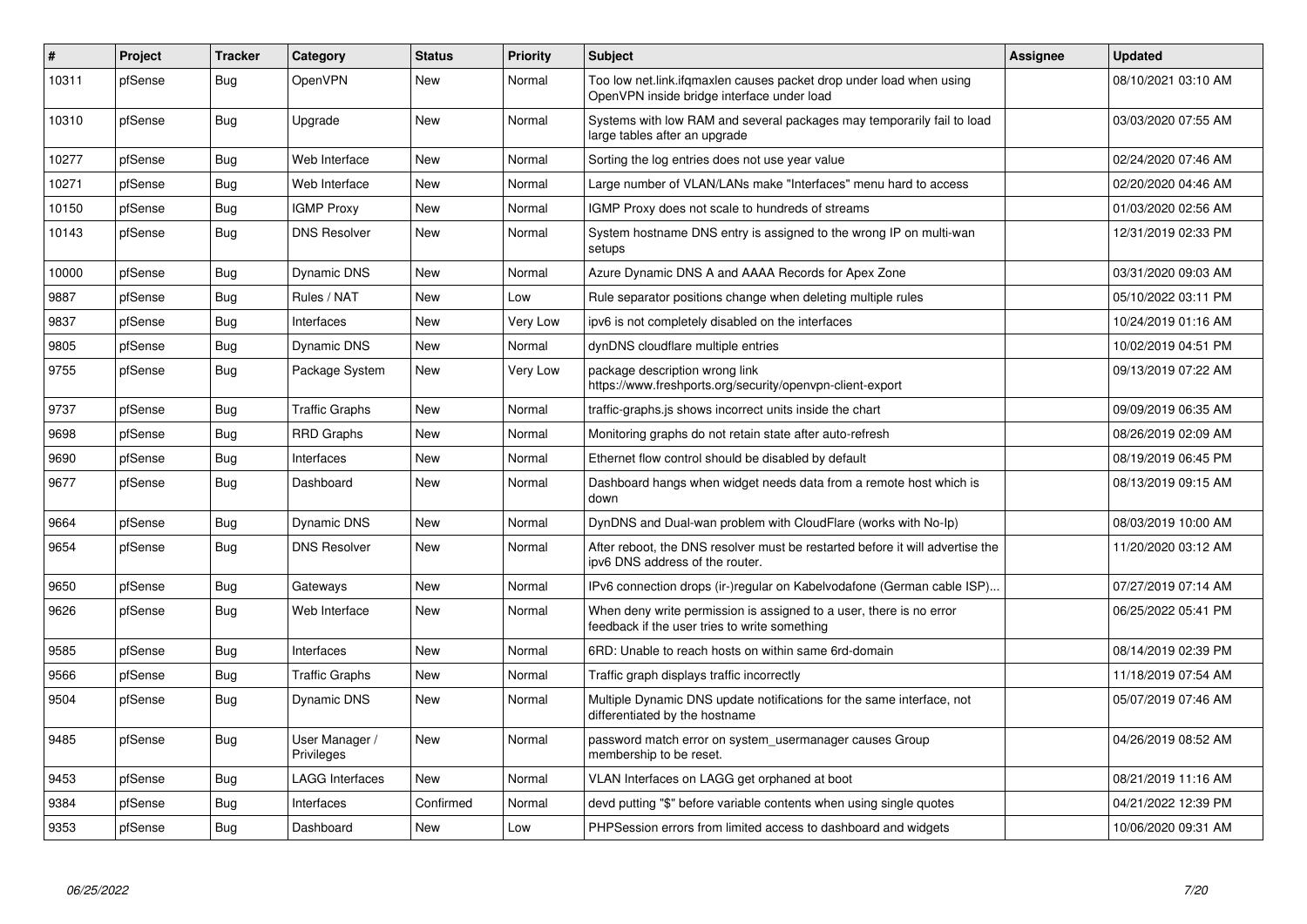| # | Project | Tracker | Category | Status | Priority | Subject | Assignee | Updated |
|---|---|---|---|---|---|---|---|---|
| 10311 | pfSense | Bug | OpenVPN | New | Normal | Too low net.link.ifqmaxlen causes packet drop under load when using OpenVPN inside bridge interface under load | | 08/10/2021 03:10 AM |
| 10310 | pfSense | Bug | Upgrade | New | Normal | Systems with low RAM and several packages may temporarily fail to load large tables after an upgrade | | 03/03/2020 07:55 AM |
| 10277 | pfSense | Bug | Web Interface | New | Normal | Sorting the log entries does not use year value | | 02/24/2020 07:46 AM |
| 10271 | pfSense | Bug | Web Interface | New | Normal | Large number of VLAN/LANs make "Interfaces" menu hard to access | | 02/20/2020 04:46 AM |
| 10150 | pfSense | Bug | IGMP Proxy | New | Normal | IGMP Proxy does not scale to hundreds of streams | | 01/03/2020 02:56 AM |
| 10143 | pfSense | Bug | DNS Resolver | New | Normal | System hostname DNS entry is assigned to the wrong IP on multi-wan setups | | 12/31/2019 02:33 PM |
| 10000 | pfSense | Bug | Dynamic DNS | New | Normal | Azure Dynamic DNS A and AAAA Records for Apex Zone | | 03/31/2020 09:03 AM |
| 9887 | pfSense | Bug | Rules / NAT | New | Low | Rule separator positions change when deleting multiple rules | | 05/10/2022 03:11 PM |
| 9837 | pfSense | Bug | Interfaces | New | Very Low | ipv6 is not completely disabled on the interfaces | | 10/24/2019 01:16 AM |
| 9805 | pfSense | Bug | Dynamic DNS | New | Normal | dynDNS cloudflare multiple entries | | 10/02/2019 04:51 PM |
| 9755 | pfSense | Bug | Package System | New | Very Low | package description wrong link https://www.freshports.org/security/openvpn-client-export | | 09/13/2019 07:22 AM |
| 9737 | pfSense | Bug | Traffic Graphs | New | Normal | traffic-graphs.js shows incorrect units inside the chart | | 09/09/2019 06:35 AM |
| 9698 | pfSense | Bug | RRD Graphs | New | Normal | Monitoring graphs do not retain state after auto-refresh | | 08/26/2019 02:09 AM |
| 9690 | pfSense | Bug | Interfaces | New | Normal | Ethernet flow control should be disabled by default | | 08/19/2019 06:45 PM |
| 9677 | pfSense | Bug | Dashboard | New | Normal | Dashboard hangs when widget needs data from a remote host which is down | | 08/13/2019 09:15 AM |
| 9664 | pfSense | Bug | Dynamic DNS | New | Normal | DynDNS and Dual-wan problem with CloudFlare (works with No-Ip) | | 08/03/2019 10:00 AM |
| 9654 | pfSense | Bug | DNS Resolver | New | Normal | After reboot, the DNS resolver must be restarted before it will advertise the ipv6 DNS address of the router. | | 11/20/2020 03:12 AM |
| 9650 | pfSense | Bug | Gateways | New | Normal | IPv6 connection drops (ir-)regular on Kabelvodafone (German cable ISP)... | | 07/27/2019 07:14 AM |
| 9626 | pfSense | Bug | Web Interface | New | Normal | When deny write permission is assigned to a user, there is no error feedback if the user tries to write something | | 06/25/2022 05:41 PM |
| 9585 | pfSense | Bug | Interfaces | New | Normal | 6RD: Unable to reach hosts on within same 6rd-domain | | 08/14/2019 02:39 PM |
| 9566 | pfSense | Bug | Traffic Graphs | New | Normal | Traffic graph displays traffic incorrectly | | 11/18/2019 07:54 AM |
| 9504 | pfSense | Bug | Dynamic DNS | New | Normal | Multiple Dynamic DNS update notifications for the same interface, not differentiated by the hostname | | 05/07/2019 07:46 AM |
| 9485 | pfSense | Bug | User Manager / Privileges | New | Normal | password match error on system_usermanager causes Group membership to be reset. | | 04/26/2019 08:52 AM |
| 9453 | pfSense | Bug | LAGG Interfaces | New | Normal | VLAN Interfaces on LAGG get orphaned at boot | | 08/21/2019 11:16 AM |
| 9384 | pfSense | Bug | Interfaces | Confirmed | Normal | devd putting "$" before variable contents when using single quotes | | 04/21/2022 12:39 PM |
| 9353 | pfSense | Bug | Dashboard | New | Low | PHPSession errors from limited access to dashboard and widgets | | 10/06/2020 09:31 AM |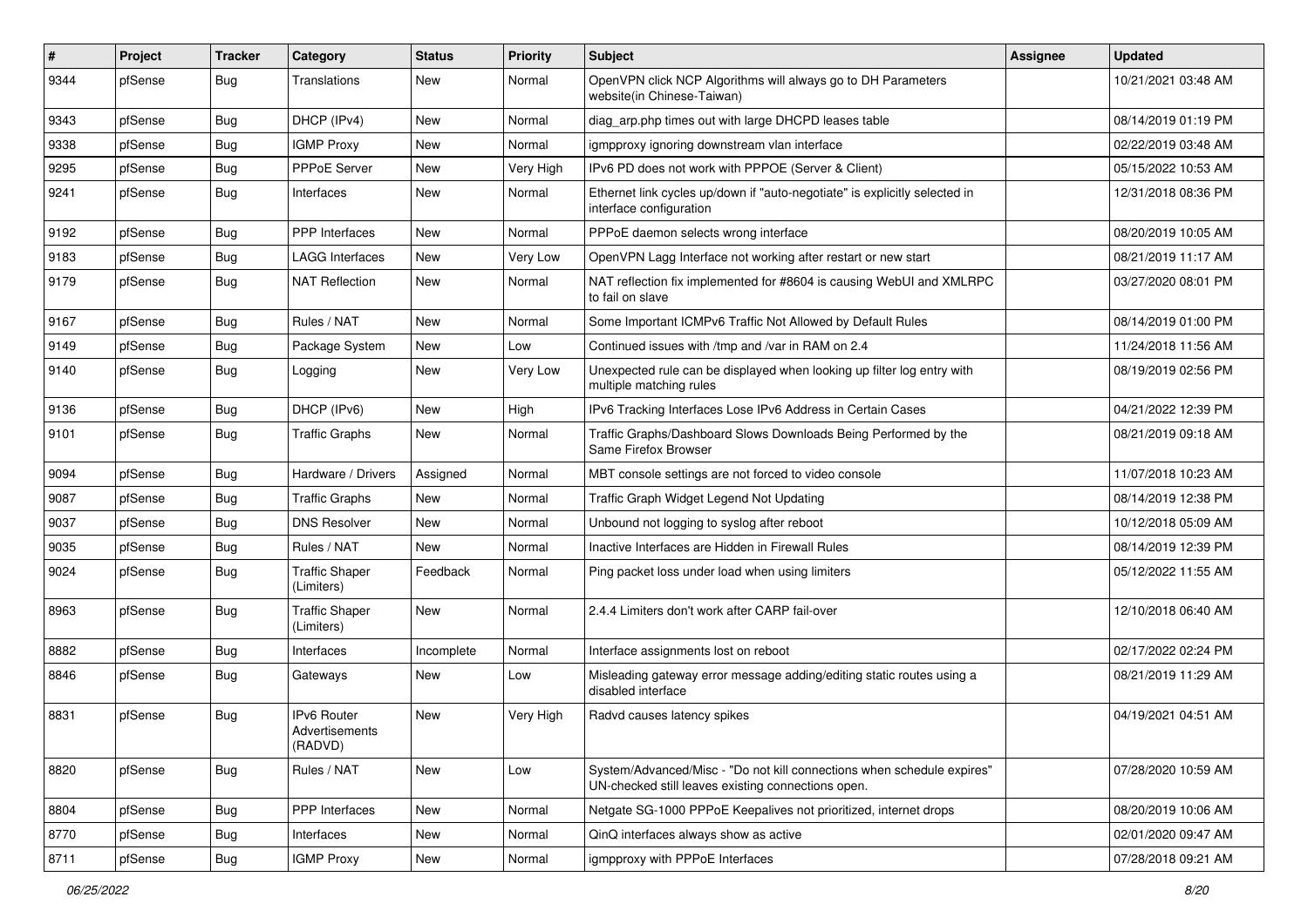| # | Project | Tracker | Category | Status | Priority | Subject | Assignee | Updated |
|---|---|---|---|---|---|---|---|---|
| 9344 | pfSense | Bug | Translations | New | Normal | OpenVPN click NCP Algorithms will always go to DH Parameters website(in Chinese-Taiwan) | | 10/21/2021 03:48 AM |
| 9343 | pfSense | Bug | DHCP (IPv4) | New | Normal | diag_arp.php times out with large DHCPD leases table | | 08/14/2019 01:19 PM |
| 9338 | pfSense | Bug | IGMP Proxy | New | Normal | igmpproxy ignoring downstream vlan interface | | 02/22/2019 03:48 AM |
| 9295 | pfSense | Bug | PPPoE Server | New | Very High | IPv6 PD does not work with PPPOE (Server & Client) | | 05/15/2022 10:53 AM |
| 9241 | pfSense | Bug | Interfaces | New | Normal | Ethernet link cycles up/down if "auto-negotiate" is explicitly selected in interface configuration | | 12/31/2018 08:36 PM |
| 9192 | pfSense | Bug | PPP Interfaces | New | Normal | PPPoE daemon selects wrong interface | | 08/20/2019 10:05 AM |
| 9183 | pfSense | Bug | LAGG Interfaces | New | Very Low | OpenVPN Lagg Interface not working after restart or new start | | 08/21/2019 11:17 AM |
| 9179 | pfSense | Bug | NAT Reflection | New | Normal | NAT reflection fix implemented for #8604 is causing WebUI and XMLRPC to fail on slave | | 03/27/2020 08:01 PM |
| 9167 | pfSense | Bug | Rules / NAT | New | Normal | Some Important ICMPv6 Traffic Not Allowed by Default Rules | | 08/14/2019 01:00 PM |
| 9149 | pfSense | Bug | Package System | New | Low | Continued issues with /tmp and /var in RAM on 2.4 | | 11/24/2018 11:56 AM |
| 9140 | pfSense | Bug | Logging | New | Very Low | Unexpected rule can be displayed when looking up filter log entry with multiple matching rules | | 08/19/2019 02:56 PM |
| 9136 | pfSense | Bug | DHCP (IPv6) | New | High | IPv6 Tracking Interfaces Lose IPv6 Address in Certain Cases | | 04/21/2022 12:39 PM |
| 9101 | pfSense | Bug | Traffic Graphs | New | Normal | Traffic Graphs/Dashboard Slows Downloads Being Performed by the Same Firefox Browser | | 08/21/2019 09:18 AM |
| 9094 | pfSense | Bug | Hardware / Drivers | Assigned | Normal | MBT console settings are not forced to video console | | 11/07/2018 10:23 AM |
| 9087 | pfSense | Bug | Traffic Graphs | New | Normal | Traffic Graph Widget Legend Not Updating | | 08/14/2019 12:38 PM |
| 9037 | pfSense | Bug | DNS Resolver | New | Normal | Unbound not logging to syslog after reboot | | 10/12/2018 05:09 AM |
| 9035 | pfSense | Bug | Rules / NAT | New | Normal | Inactive Interfaces are Hidden in Firewall Rules | | 08/14/2019 12:39 PM |
| 9024 | pfSense | Bug | Traffic Shaper (Limiters) | Feedback | Normal | Ping packet loss under load when using limiters | | 05/12/2022 11:55 AM |
| 8963 | pfSense | Bug | Traffic Shaper (Limiters) | New | Normal | 2.4.4 Limiters don't work after CARP fail-over | | 12/10/2018 06:40 AM |
| 8882 | pfSense | Bug | Interfaces | Incomplete | Normal | Interface assignments lost on reboot | | 02/17/2022 02:24 PM |
| 8846 | pfSense | Bug | Gateways | New | Low | Misleading gateway error message adding/editing static routes using a disabled interface | | 08/21/2019 11:29 AM |
| 8831 | pfSense | Bug | IPv6 Router Advertisements (RADVD) | New | Very High | Radvd causes latency spikes | | 04/19/2021 04:51 AM |
| 8820 | pfSense | Bug | Rules / NAT | New | Low | System/Advanced/Misc - "Do not kill connections when schedule expires" UN-checked still leaves existing connections open. | | 07/28/2020 10:59 AM |
| 8804 | pfSense | Bug | PPP Interfaces | New | Normal | Netgate SG-1000 PPPoE Keepalives not prioritized, internet drops | | 08/20/2019 10:06 AM |
| 8770 | pfSense | Bug | Interfaces | New | Normal | QinQ interfaces always show as active | | 02/01/2020 09:47 AM |
| 8711 | pfSense | Bug | IGMP Proxy | New | Normal | igmpproxy with PPPoE Interfaces | | 07/28/2018 09:21 AM |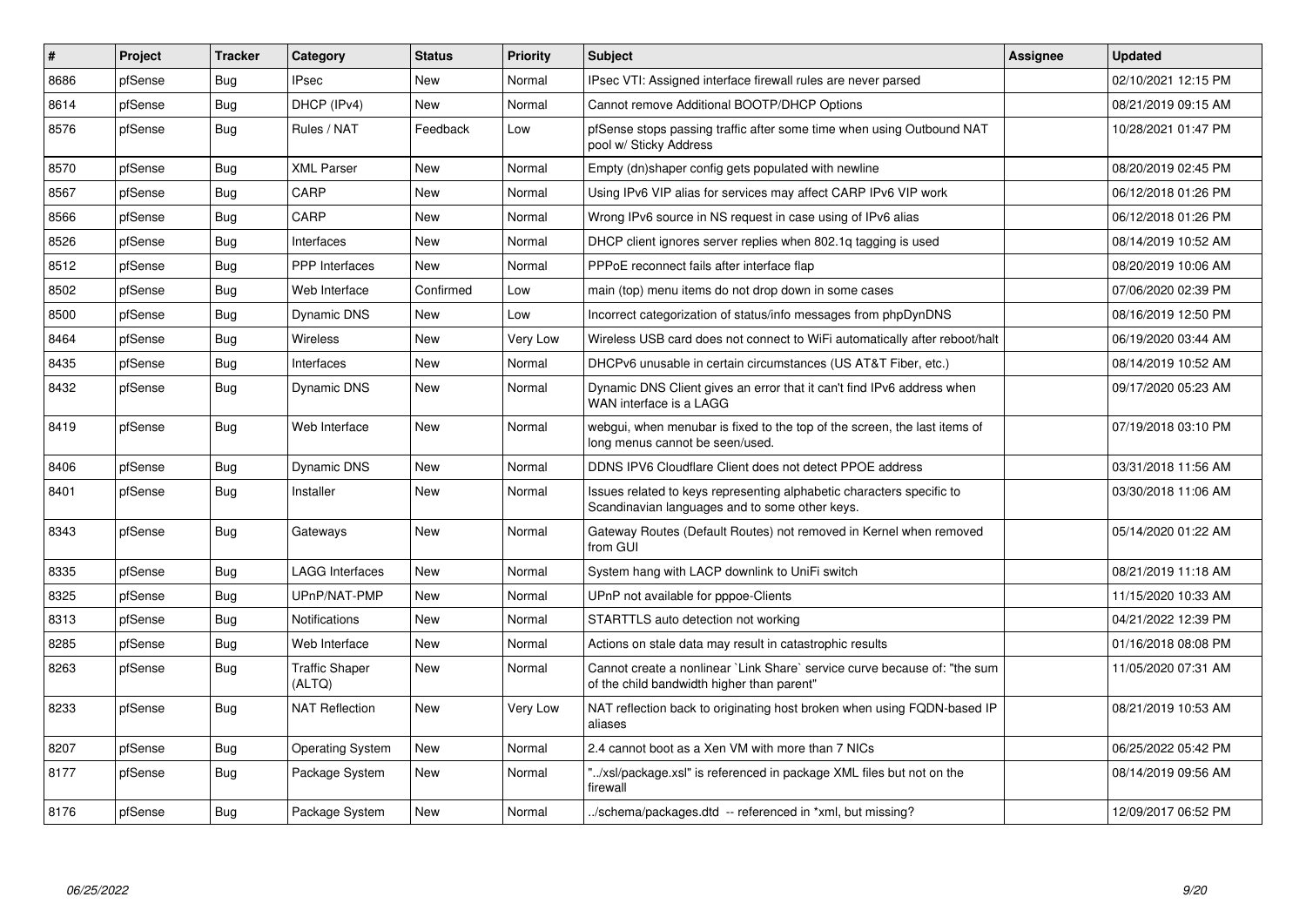| # | Project | Tracker | Category | Status | Priority | Subject | Assignee | Updated |
|---|---|---|---|---|---|---|---|---|
| 8686 | pfSense | Bug | IPsec | New | Normal | IPsec VTI: Assigned interface firewall rules are never parsed | | 02/10/2021 12:15 PM |
| 8614 | pfSense | Bug | DHCP (IPv4) | New | Normal | Cannot remove Additional BOOTP/DHCP Options | | 08/21/2019 09:15 AM |
| 8576 | pfSense | Bug | Rules / NAT | Feedback | Low | pfSense stops passing traffic after some time when using Outbound NAT pool w/ Sticky Address | | 10/28/2021 01:47 PM |
| 8570 | pfSense | Bug | XML Parser | New | Normal | Empty (dn)shaper config gets populated with newline | | 08/20/2019 02:45 PM |
| 8567 | pfSense | Bug | CARP | New | Normal | Using IPv6 VIP alias for services may affect CARP IPv6 VIP work | | 06/12/2018 01:26 PM |
| 8566 | pfSense | Bug | CARP | New | Normal | Wrong IPv6 source in NS request in case using of IPv6 alias | | 06/12/2018 01:26 PM |
| 8526 | pfSense | Bug | Interfaces | New | Normal | DHCP client ignores server replies when 802.1q tagging is used | | 08/14/2019 10:52 AM |
| 8512 | pfSense | Bug | PPP Interfaces | New | Normal | PPPoE reconnect fails after interface flap | | 08/20/2019 10:06 AM |
| 8502 | pfSense | Bug | Web Interface | Confirmed | Low | main (top) menu items do not drop down in some cases | | 07/06/2020 02:39 PM |
| 8500 | pfSense | Bug | Dynamic DNS | New | Low | Incorrect categorization of status/info messages from phpDynDNS | | 08/16/2019 12:50 PM |
| 8464 | pfSense | Bug | Wireless | New | Very Low | Wireless USB card does not connect to WiFi automatically after reboot/halt | | 06/19/2020 03:44 AM |
| 8435 | pfSense | Bug | Interfaces | New | Normal | DHCPv6 unusable in certain circumstances (US AT&T Fiber, etc.) | | 08/14/2019 10:52 AM |
| 8432 | pfSense | Bug | Dynamic DNS | New | Normal | Dynamic DNS Client gives an error that it can't find IPv6 address when WAN interface is a LAGG | | 09/17/2020 05:23 AM |
| 8419 | pfSense | Bug | Web Interface | New | Normal | webgui, when menubar is fixed to the top of the screen, the last items of long menus cannot be seen/used. | | 07/19/2018 03:10 PM |
| 8406 | pfSense | Bug | Dynamic DNS | New | Normal | DDNS IPV6 Cloudflare Client does not detect PPOE address | | 03/31/2018 11:56 AM |
| 8401 | pfSense | Bug | Installer | New | Normal | Issues related to keys representing alphabetic characters specific to Scandinavian languages and to some other keys. | | 03/30/2018 11:06 AM |
| 8343 | pfSense | Bug | Gateways | New | Normal | Gateway Routes (Default Routes) not removed in Kernel when removed from GUI | | 05/14/2020 01:22 AM |
| 8335 | pfSense | Bug | LAGG Interfaces | New | Normal | System hang with LACP downlink to UniFi switch | | 08/21/2019 11:18 AM |
| 8325 | pfSense | Bug | UPnP/NAT-PMP | New | Normal | UPnP not available for pppoe-Clients | | 11/15/2020 10:33 AM |
| 8313 | pfSense | Bug | Notifications | New | Normal | STARTTLS auto detection not working | | 04/21/2022 12:39 PM |
| 8285 | pfSense | Bug | Web Interface | New | Normal | Actions on stale data may result in catastrophic results | | 01/16/2018 08:08 PM |
| 8263 | pfSense | Bug | Traffic Shaper (ALTQ) | New | Normal | Cannot create a nonlinear `Link Share` service curve because of: "the sum of the child bandwidth higher than parent" | | 11/05/2020 07:31 AM |
| 8233 | pfSense | Bug | NAT Reflection | New | Very Low | NAT reflection back to originating host broken when using FQDN-based IP aliases | | 08/21/2019 10:53 AM |
| 8207 | pfSense | Bug | Operating System | New | Normal | 2.4 cannot boot as a Xen VM with more than 7 NICs | | 06/25/2022 05:42 PM |
| 8177 | pfSense | Bug | Package System | New | Normal | "../xsl/package.xsl" is referenced in package XML files but not on the firewall | | 08/14/2019 09:56 AM |
| 8176 | pfSense | Bug | Package System | New | Normal | ../schema/packages.dtd -- referenced in *xml, but missing? | | 12/09/2017 06:52 PM |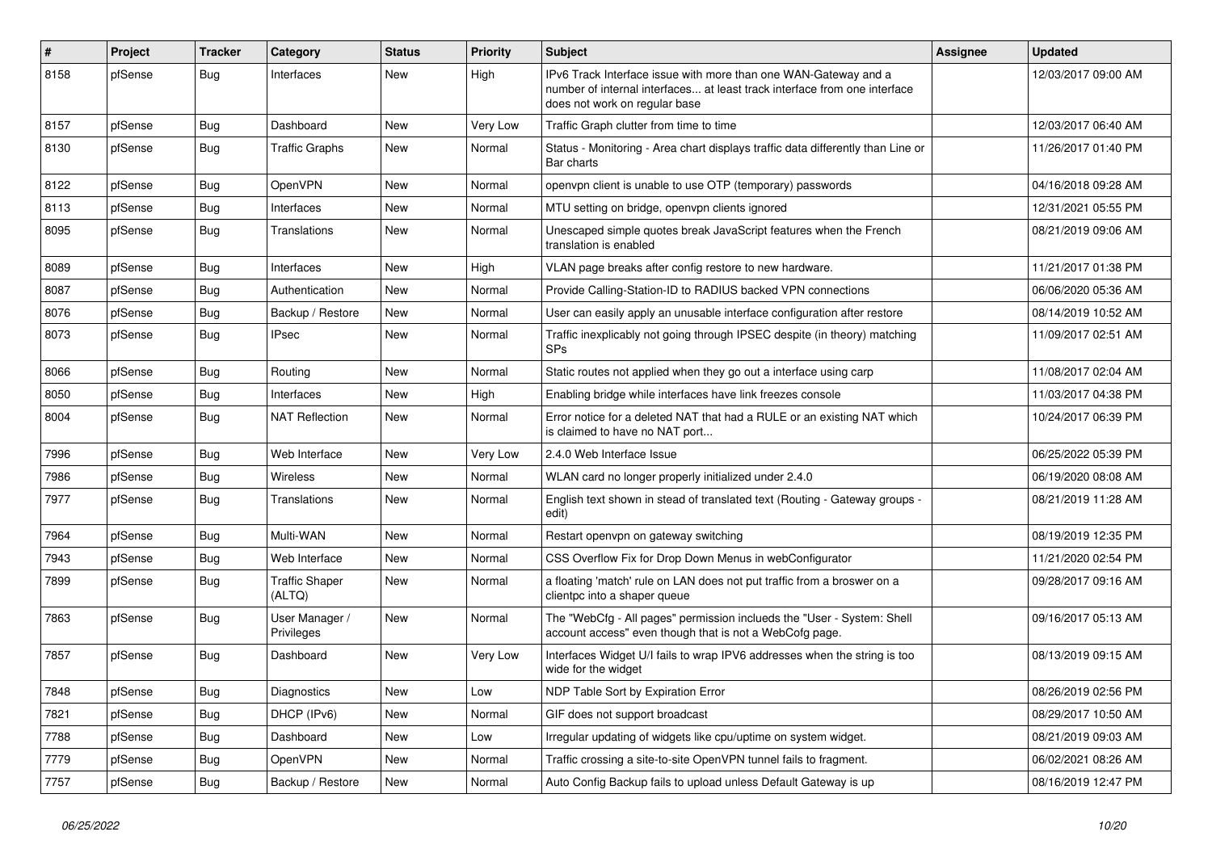| # | Project | Tracker | Category | Status | Priority | Subject | Assignee | Updated |
|---|---|---|---|---|---|---|---|---|
| 8158 | pfSense | Bug | Interfaces | New | High | IPv6 Track Interface issue with more than one WAN-Gateway and a number of internal interfaces... at least track interface from one interface does not work on regular base | | 12/03/2017 09:00 AM |
| 8157 | pfSense | Bug | Dashboard | New | Very Low | Traffic Graph clutter from time to time | | 12/03/2017 06:40 AM |
| 8130 | pfSense | Bug | Traffic Graphs | New | Normal | Status - Monitoring - Area chart displays traffic data differently than Line or Bar charts | | 11/26/2017 01:40 PM |
| 8122 | pfSense | Bug | OpenVPN | New | Normal | openvpn client is unable to use OTP (temporary) passwords | | 04/16/2018 09:28 AM |
| 8113 | pfSense | Bug | Interfaces | New | Normal | MTU setting on bridge, openvpn clients ignored | | 12/31/2021 05:55 PM |
| 8095 | pfSense | Bug | Translations | New | Normal | Unescaped simple quotes break JavaScript features when the French translation is enabled | | 08/21/2019 09:06 AM |
| 8089 | pfSense | Bug | Interfaces | New | High | VLAN page breaks after config restore to new hardware. | | 11/21/2017 01:38 PM |
| 8087 | pfSense | Bug | Authentication | New | Normal | Provide Calling-Station-ID to RADIUS backed VPN connections | | 06/06/2020 05:36 AM |
| 8076 | pfSense | Bug | Backup / Restore | New | Normal | User can easily apply an unusable interface configuration after restore | | 08/14/2019 10:52 AM |
| 8073 | pfSense | Bug | IPsec | New | Normal | Traffic inexplicably not going through IPSEC despite (in theory) matching SPs | | 11/09/2017 02:51 AM |
| 8066 | pfSense | Bug | Routing | New | Normal | Static routes not applied when they go out a interface using carp | | 11/08/2017 02:04 AM |
| 8050 | pfSense | Bug | Interfaces | New | High | Enabling bridge while interfaces have link freezes console | | 11/03/2017 04:38 PM |
| 8004 | pfSense | Bug | NAT Reflection | New | Normal | Error notice for a deleted NAT that had a RULE or an existing NAT which is claimed to have no NAT port... | | 10/24/2017 06:39 PM |
| 7996 | pfSense | Bug | Web Interface | New | Very Low | 2.4.0 Web Interface Issue | | 06/25/2022 05:39 PM |
| 7986 | pfSense | Bug | Wireless | New | Normal | WLAN card no longer properly initialized under 2.4.0 | | 06/19/2020 08:08 AM |
| 7977 | pfSense | Bug | Translations | New | Normal | English text shown in stead of translated text (Routing - Gateway groups - edit) | | 08/21/2019 11:28 AM |
| 7964 | pfSense | Bug | Multi-WAN | New | Normal | Restart openvpn on gateway switching | | 08/19/2019 12:35 PM |
| 7943 | pfSense | Bug | Web Interface | New | Normal | CSS Overflow Fix for Drop Down Menus in webConfigurator | | 11/21/2020 02:54 PM |
| 7899 | pfSense | Bug | Traffic Shaper (ALTQ) | New | Normal | a floating 'match' rule on LAN does not put traffic from a broswer on a clientpc into a shaper queue | | 09/28/2017 09:16 AM |
| 7863 | pfSense | Bug | User Manager / Privileges | New | Normal | The "WebCfg - All pages" permission inclueds the "User - System: Shell account access" even though that is not a WebCofg page. | | 09/16/2017 05:13 AM |
| 7857 | pfSense | Bug | Dashboard | New | Very Low | Interfaces Widget U/I fails to wrap IPV6 addresses when the string is too wide for the widget | | 08/13/2019 09:15 AM |
| 7848 | pfSense | Bug | Diagnostics | New | Low | NDP Table Sort by Expiration Error | | 08/26/2019 02:56 PM |
| 7821 | pfSense | Bug | DHCP (IPv6) | New | Normal | GIF does not support broadcast | | 08/29/2017 10:50 AM |
| 7788 | pfSense | Bug | Dashboard | New | Low | Irregular updating of widgets like cpu/uptime on system widget. | | 08/21/2019 09:03 AM |
| 7779 | pfSense | Bug | OpenVPN | New | Normal | Traffic crossing a site-to-site OpenVPN tunnel fails to fragment. | | 06/02/2021 08:26 AM |
| 7757 | pfSense | Bug | Backup / Restore | New | Normal | Auto Config Backup fails to upload unless Default Gateway is up | | 08/16/2019 12:47 PM |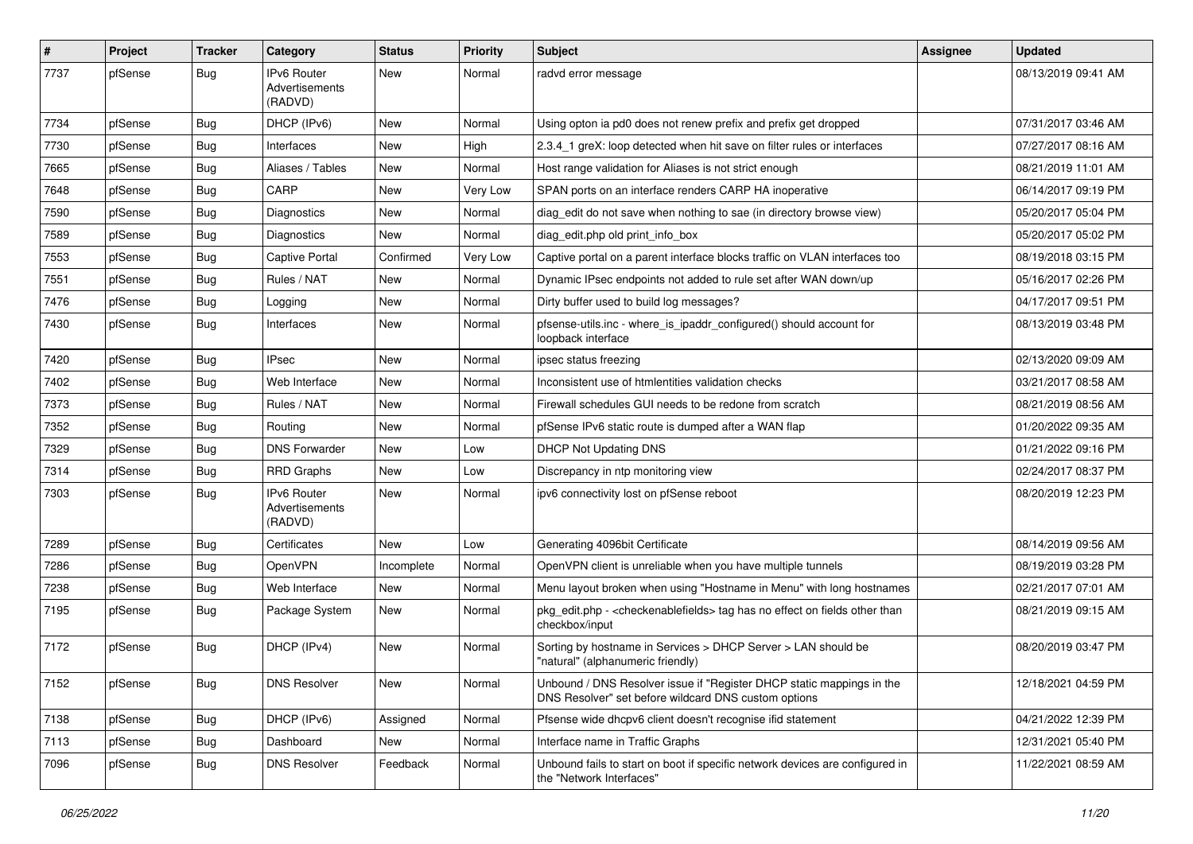| # | Project | Tracker | Category | Status | Priority | Subject | Assignee | Updated |
|---|---|---|---|---|---|---|---|---|
| 7737 | pfSense | Bug | IPv6 Router Advertisements (RADVD) | New | Normal | radvd error message | | 08/13/2019 09:41 AM |
| 7734 | pfSense | Bug | DHCP (IPv6) | New | Normal | Using opton ia pd0 does not renew prefix and prefix get dropped | | 07/31/2017 03:46 AM |
| 7730 | pfSense | Bug | Interfaces | New | High | 2.3.4_1 greX: loop detected when hit save on filter rules or interfaces | | 07/27/2017 08:16 AM |
| 7665 | pfSense | Bug | Aliases / Tables | New | Normal | Host range validation for Aliases is not strict enough | | 08/21/2019 11:01 AM |
| 7648 | pfSense | Bug | CARP | New | Very Low | SPAN ports on an interface renders CARP HA inoperative | | 06/14/2017 09:19 PM |
| 7590 | pfSense | Bug | Diagnostics | New | Normal | diag_edit do not save when nothing to sae (in directory browse view) | | 05/20/2017 05:04 PM |
| 7589 | pfSense | Bug | Diagnostics | New | Normal | diag_edit.php old print_info_box | | 05/20/2017 05:02 PM |
| 7553 | pfSense | Bug | Captive Portal | Confirmed | Very Low | Captive portal on a parent interface blocks traffic on VLAN interfaces too | | 08/19/2018 03:15 PM |
| 7551 | pfSense | Bug | Rules / NAT | New | Normal | Dynamic IPsec endpoints not added to rule set after WAN down/up | | 05/16/2017 02:26 PM |
| 7476 | pfSense | Bug | Logging | New | Normal | Dirty buffer used to build log messages? | | 04/17/2017 09:51 PM |
| 7430 | pfSense | Bug | Interfaces | New | Normal | pfsense-utils.inc - where_is_ipaddr_configured() should account for loopback interface | | 08/13/2019 03:48 PM |
| 7420 | pfSense | Bug | IPsec | New | Normal | ipsec status freezing | | 02/13/2020 09:09 AM |
| 7402 | pfSense | Bug | Web Interface | New | Normal | Inconsistent use of htmlentities validation checks | | 03/21/2017 08:58 AM |
| 7373 | pfSense | Bug | Rules / NAT | New | Normal | Firewall schedules GUI needs to be redone from scratch | | 08/21/2019 08:56 AM |
| 7352 | pfSense | Bug | Routing | New | Normal | pfSense IPv6 static route is dumped after a WAN flap | | 01/20/2022 09:35 AM |
| 7329 | pfSense | Bug | DNS Forwarder | New | Low | DHCP Not Updating DNS | | 01/21/2022 09:16 PM |
| 7314 | pfSense | Bug | RRD Graphs | New | Low | Discrepancy in ntp monitoring view | | 02/24/2017 08:37 PM |
| 7303 | pfSense | Bug | IPv6 Router Advertisements (RADVD) | New | Normal | ipv6 connectivity lost on pfSense reboot | | 08/20/2019 12:23 PM |
| 7289 | pfSense | Bug | Certificates | New | Low | Generating 4096bit Certificate | | 08/14/2019 09:56 AM |
| 7286 | pfSense | Bug | OpenVPN | Incomplete | Normal | OpenVPN client is unreliable when you have multiple tunnels | | 08/19/2019 03:28 PM |
| 7238 | pfSense | Bug | Web Interface | New | Normal | Menu layout broken when using "Hostname in Menu" with long hostnames | | 02/21/2017 07:01 AM |
| 7195 | pfSense | Bug | Package System | New | Normal | pkg_edit.php - <checkenablefields> tag has no effect on fields other than checkbox/input | | 08/21/2019 09:15 AM |
| 7172 | pfSense | Bug | DHCP (IPv4) | New | Normal | Sorting by hostname in Services > DHCP Server > LAN should be "natural" (alphanumeric friendly) | | 08/20/2019 03:47 PM |
| 7152 | pfSense | Bug | DNS Resolver | New | Normal | Unbound / DNS Resolver issue if "Register DHCP static mappings in the DNS Resolver" set before wildcard DNS custom options | | 12/18/2021 04:59 PM |
| 7138 | pfSense | Bug | DHCP (IPv6) | Assigned | Normal | Pfsense wide dhcpv6 client doesn't recognise ifid statement | | 04/21/2022 12:39 PM |
| 7113 | pfSense | Bug | Dashboard | New | Normal | Interface name in Traffic Graphs | | 12/31/2021 05:40 PM |
| 7096 | pfSense | Bug | DNS Resolver | Feedback | Normal | Unbound fails to start on boot if specific network devices are configured in the "Network Interfaces" | | 11/22/2021 08:59 AM |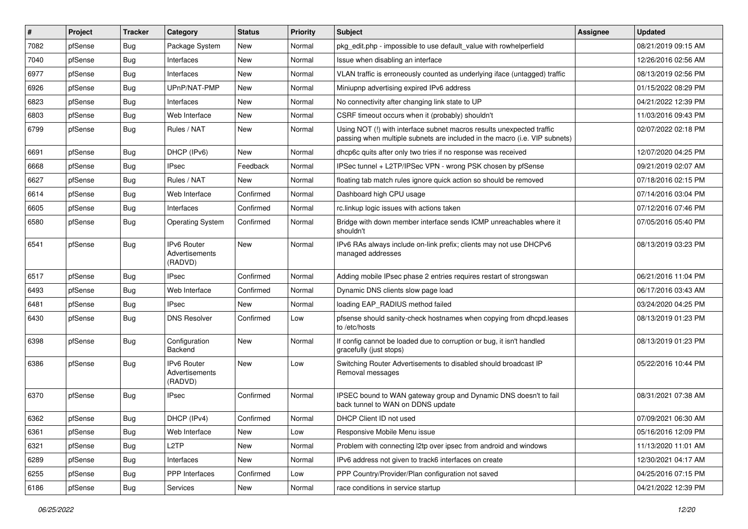| # | Project | Tracker | Category | Status | Priority | Subject | Assignee | Updated |
|---|---|---|---|---|---|---|---|---|
| 7082 | pfSense | Bug | Package System | New | Normal | pkg_edit.php - impossible to use default_value with rowhelperfield | | 08/21/2019 09:15 AM |
| 7040 | pfSense | Bug | Interfaces | New | Normal | Issue when disabling an interface | | 12/26/2016 02:56 AM |
| 6977 | pfSense | Bug | Interfaces | New | Normal | VLAN traffic is erroneously counted as underlying iface (untagged) traffic | | 08/13/2019 02:56 PM |
| 6926 | pfSense | Bug | UPnP/NAT-PMP | New | Normal | Miniupnp advertising expired IPv6 address | | 01/15/2022 08:29 PM |
| 6823 | pfSense | Bug | Interfaces | New | Normal | No connectivity after changing link state to UP | | 04/21/2022 12:39 PM |
| 6803 | pfSense | Bug | Web Interface | New | Normal | CSRF timeout occurs when it (probably) shouldn't | | 11/03/2016 09:43 PM |
| 6799 | pfSense | Bug | Rules / NAT | New | Normal | Using NOT (!) with interface subnet macros results unexpected traffic passing when multiple subnets are included in the macro (i.e. VIP subnets) | | 02/07/2022 02:18 PM |
| 6691 | pfSense | Bug | DHCP (IPv6) | New | Normal | dhcp6c quits after only two tries if no response was received | | 12/07/2020 04:25 PM |
| 6668 | pfSense | Bug | IPsec | Feedback | Normal | IPSec tunnel + L2TP/IPSec VPN - wrong PSK chosen by pfSense | | 09/21/2019 02:07 AM |
| 6627 | pfSense | Bug | Rules / NAT | New | Normal | floating tab match rules ignore quick action so should be removed | | 07/18/2016 02:15 PM |
| 6614 | pfSense | Bug | Web Interface | Confirmed | Normal | Dashboard high CPU usage | | 07/14/2016 03:04 PM |
| 6605 | pfSense | Bug | Interfaces | Confirmed | Normal | rc.linkup logic issues with actions taken | | 07/12/2016 07:46 PM |
| 6580 | pfSense | Bug | Operating System | Confirmed | Normal | Bridge with down member interface sends ICMP unreachables where it shouldn't | | 07/05/2016 05:40 PM |
| 6541 | pfSense | Bug | IPv6 Router Advertisements (RADVD) | New | Normal | IPv6 RAs always include on-link prefix; clients may not use DHCPv6 managed addresses | | 08/13/2019 03:23 PM |
| 6517 | pfSense | Bug | IPsec | Confirmed | Normal | Adding mobile IPsec phase 2 entries requires restart of strongswan | | 06/21/2016 11:04 PM |
| 6493 | pfSense | Bug | Web Interface | Confirmed | Normal | Dynamic DNS clients slow page load | | 06/17/2016 03:43 AM |
| 6481 | pfSense | Bug | IPsec | New | Normal | loading EAP_RADIUS method failed | | 03/24/2020 04:25 PM |
| 6430 | pfSense | Bug | DNS Resolver | Confirmed | Low | pfsense should sanity-check hostnames when copying from dhcpd.leases to /etc/hosts | | 08/13/2019 01:23 PM |
| 6398 | pfSense | Bug | Configuration Backend | New | Normal | If config cannot be loaded due to corruption or bug, it isn't handled gracefully (just stops) | | 08/13/2019 01:23 PM |
| 6386 | pfSense | Bug | IPv6 Router Advertisements (RADVD) | New | Low | Switching Router Advertisements to disabled should broadcast IP Removal messages | | 05/22/2016 10:44 PM |
| 6370 | pfSense | Bug | IPsec | Confirmed | Normal | IPSEC bound to WAN gateway group and Dynamic DNS doesn't to fail back tunnel to WAN on DDNS update | | 08/31/2021 07:38 AM |
| 6362 | pfSense | Bug | DHCP (IPv4) | Confirmed | Normal | DHCP Client ID not used | | 07/09/2021 06:30 AM |
| 6361 | pfSense | Bug | Web Interface | New | Low | Responsive Mobile Menu issue | | 05/16/2016 12:09 PM |
| 6321 | pfSense | Bug | L2TP | New | Normal | Problem with connecting l2tp over ipsec from android and windows | | 11/13/2020 11:01 AM |
| 6289 | pfSense | Bug | Interfaces | New | Normal | IPv6 address not given to track6 interfaces on create | | 12/30/2021 04:17 AM |
| 6255 | pfSense | Bug | PPP Interfaces | Confirmed | Low | PPP Country/Provider/Plan configuration not saved | | 04/25/2016 07:15 PM |
| 6186 | pfSense | Bug | Services | New | Normal | race conditions in service startup | | 04/21/2022 12:39 PM |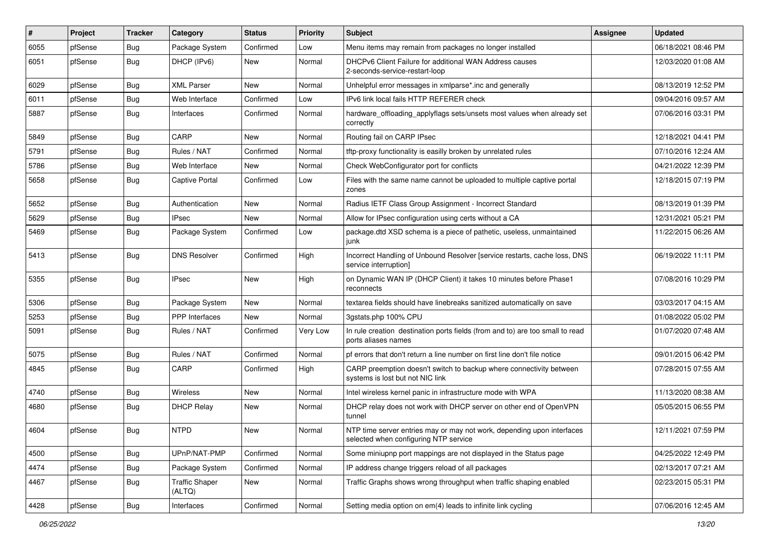| # | Project | Tracker | Category | Status | Priority | Subject | Assignee | Updated |
| --- | --- | --- | --- | --- | --- | --- | --- | --- |
| 6055 | pfSense | Bug | Package System | Confirmed | Low | Menu items may remain from packages no longer installed | | 06/18/2021 08:46 PM |
| 6051 | pfSense | Bug | DHCP (IPv6) | New | Normal | DHCPv6 Client Failure for additional WAN Address causes 2-seconds-service-restart-loop | | 12/03/2020 01:08 AM |
| 6029 | pfSense | Bug | XML Parser | New | Normal | Unhelpful error messages in xmlparse*.inc and generally | | 08/13/2019 12:52 PM |
| 6011 | pfSense | Bug | Web Interface | Confirmed | Low | IPv6 link local fails HTTP REFERER check | | 09/04/2016 09:57 AM |
| 5887 | pfSense | Bug | Interfaces | Confirmed | Normal | hardware_offloading_applyflags sets/unsets most values when already set correctly | | 07/06/2016 03:31 PM |
| 5849 | pfSense | Bug | CARP | New | Normal | Routing fail on CARP IPsec | | 12/18/2021 04:41 PM |
| 5791 | pfSense | Bug | Rules / NAT | Confirmed | Normal | tftp-proxy functionality is easilly broken by unrelated rules | | 07/10/2016 12:24 AM |
| 5786 | pfSense | Bug | Web Interface | New | Normal | Check WebConfigurator port for conflicts | | 04/21/2022 12:39 PM |
| 5658 | pfSense | Bug | Captive Portal | Confirmed | Low | Files with the same name cannot be uploaded to multiple captive portal zones | | 12/18/2015 07:19 PM |
| 5652 | pfSense | Bug | Authentication | New | Normal | Radius IETF Class Group Assignment - Incorrect Standard | | 08/13/2019 01:39 PM |
| 5629 | pfSense | Bug | IPsec | New | Normal | Allow for IPsec configuration using certs without a CA | | 12/31/2021 05:21 PM |
| 5469 | pfSense | Bug | Package System | Confirmed | Low | package.dtd XSD schema is a piece of pathetic, useless, unmaintained junk | | 11/22/2015 06:26 AM |
| 5413 | pfSense | Bug | DNS Resolver | Confirmed | High | Incorrect Handling of Unbound Resolver [service restarts, cache loss, DNS service interruption] | | 06/19/2022 11:11 PM |
| 5355 | pfSense | Bug | IPsec | New | High | on Dynamic WAN IP (DHCP Client) it takes 10 minutes before Phase1 reconnects | | 07/08/2016 10:29 PM |
| 5306 | pfSense | Bug | Package System | New | Normal | textarea fields should have linebreaks sanitized automatically on save | | 03/03/2017 04:15 AM |
| 5253 | pfSense | Bug | PPP Interfaces | New | Normal | 3gstats.php 100% CPU | | 01/08/2022 05:02 PM |
| 5091 | pfSense | Bug | Rules / NAT | Confirmed | Very Low | In rule creation destination ports fields (from and to) are too small to read ports aliases names | | 01/07/2020 07:48 AM |
| 5075 | pfSense | Bug | Rules / NAT | Confirmed | Normal | pf errors that don't return a line number on first line don't file notice | | 09/01/2015 06:42 PM |
| 4845 | pfSense | Bug | CARP | Confirmed | High | CARP preemption doesn't switch to backup where connectivity between systems is lost but not NIC link | | 07/28/2015 07:55 AM |
| 4740 | pfSense | Bug | Wireless | New | Normal | Intel wireless kernel panic in infrastructure mode with WPA | | 11/13/2020 08:38 AM |
| 4680 | pfSense | Bug | DHCP Relay | New | Normal | DHCP relay does not work with DHCP server on other end of OpenVPN tunnel | | 05/05/2015 06:55 PM |
| 4604 | pfSense | Bug | NTPD | New | Normal | NTP time server entries may or may not work, depending upon interfaces selected when configuring NTP service | | 12/11/2021 07:59 PM |
| 4500 | pfSense | Bug | UPnP/NAT-PMP | Confirmed | Normal | Some miniupnp port mappings are not displayed in the Status page | | 04/25/2022 12:49 PM |
| 4474 | pfSense | Bug | Package System | Confirmed | Normal | IP address change triggers reload of all packages | | 02/13/2017 07:21 AM |
| 4467 | pfSense | Bug | Traffic Shaper (ALTQ) | New | Normal | Traffic Graphs shows wrong throughput when traffic shaping enabled | | 02/23/2015 05:31 PM |
| 4428 | pfSense | Bug | Interfaces | Confirmed | Normal | Setting media option on em(4) leads to infinite link cycling | | 07/06/2016 12:45 AM |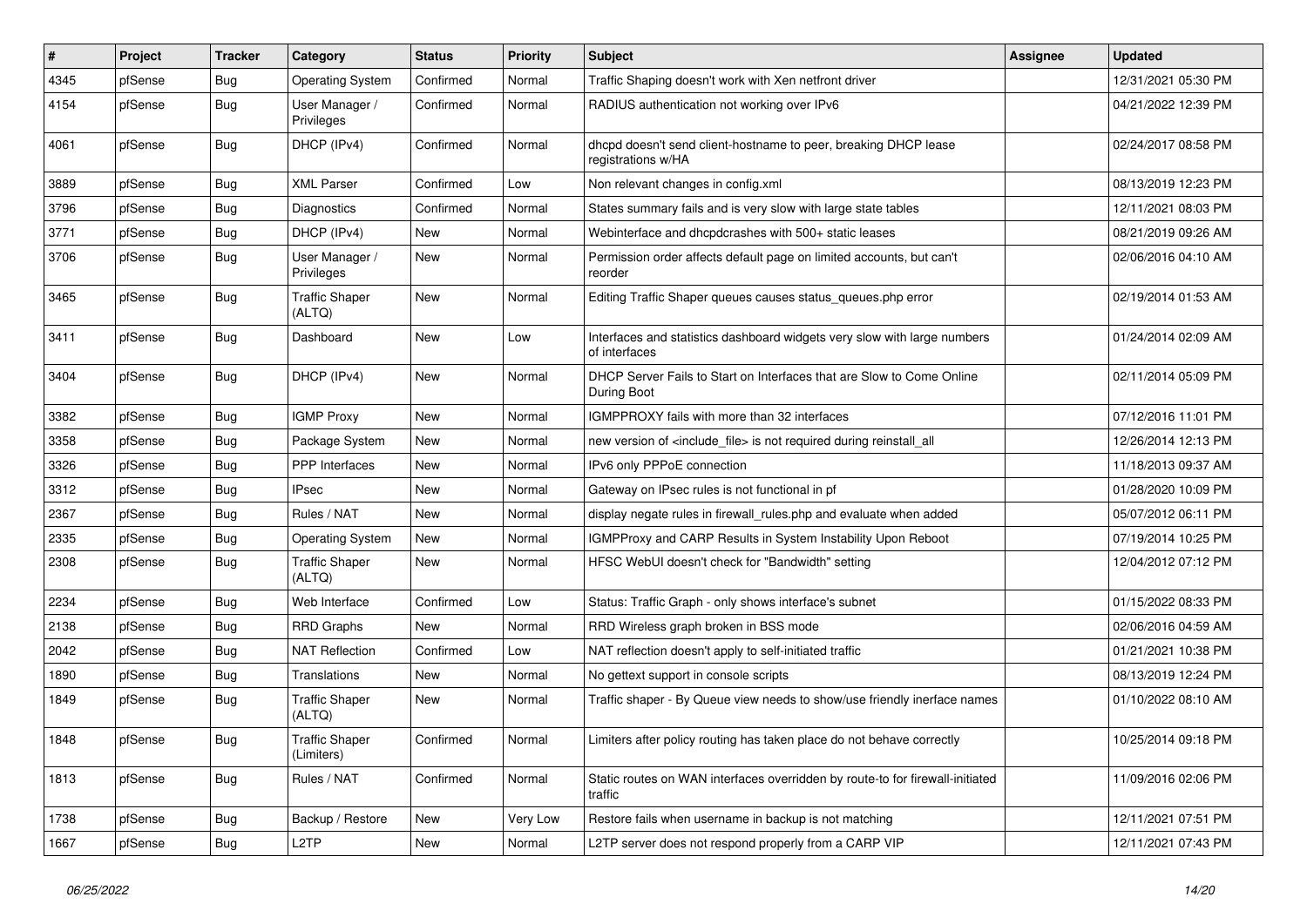| # | Project | Tracker | Category | Status | Priority | Subject | Assignee | Updated |
|---|---|---|---|---|---|---|---|---|
| 4345 | pfSense | Bug | Operating System | Confirmed | Normal | Traffic Shaping doesn't work with Xen netfront driver | | 12/31/2021 05:30 PM |
| 4154 | pfSense | Bug | User Manager / Privileges | Confirmed | Normal | RADIUS authentication not working over IPv6 | | 04/21/2022 12:39 PM |
| 4061 | pfSense | Bug | DHCP (IPv4) | Confirmed | Normal | dhcpd doesn't send client-hostname to peer, breaking DHCP lease registrations w/HA | | 02/24/2017 08:58 PM |
| 3889 | pfSense | Bug | XML Parser | Confirmed | Low | Non relevant changes in config.xml | | 08/13/2019 12:23 PM |
| 3796 | pfSense | Bug | Diagnostics | Confirmed | Normal | States summary fails and is very slow with large state tables | | 12/11/2021 08:03 PM |
| 3771 | pfSense | Bug | DHCP (IPv4) | New | Normal | Webinterface and dhcpdcrashes with 500+ static leases | | 08/21/2019 09:26 AM |
| 3706 | pfSense | Bug | User Manager / Privileges | New | Normal | Permission order affects default page on limited accounts, but can't reorder | | 02/06/2016 04:10 AM |
| 3465 | pfSense | Bug | Traffic Shaper (ALTQ) | New | Normal | Editing Traffic Shaper queues causes status_queues.php error | | 02/19/2014 01:53 AM |
| 3411 | pfSense | Bug | Dashboard | New | Low | Interfaces and statistics dashboard widgets very slow with large numbers of interfaces | | 01/24/2014 02:09 AM |
| 3404 | pfSense | Bug | DHCP (IPv4) | New | Normal | DHCP Server Fails to Start on Interfaces that are Slow to Come Online During Boot | | 02/11/2014 05:09 PM |
| 3382 | pfSense | Bug | IGMP Proxy | New | Normal | IGMPPROXY fails with more than 32 interfaces | | 07/12/2016 11:01 PM |
| 3358 | pfSense | Bug | Package System | New | Normal | new version of <include_file> is not required during reinstall_all | | 12/26/2014 12:13 PM |
| 3326 | pfSense | Bug | PPP Interfaces | New | Normal | IPv6 only PPPoE connection | | 11/18/2013 09:37 AM |
| 3312 | pfSense | Bug | IPsec | New | Normal | Gateway on IPsec rules is not functional in pf | | 01/28/2020 10:09 PM |
| 2367 | pfSense | Bug | Rules / NAT | New | Normal | display negate rules in firewall_rules.php and evaluate when added | | 05/07/2012 06:11 PM |
| 2335 | pfSense | Bug | Operating System | New | Normal | IGMPProxy and CARP Results in System Instability Upon Reboot | | 07/19/2014 10:25 PM |
| 2308 | pfSense | Bug | Traffic Shaper (ALTQ) | New | Normal | HFSC WebUI doesn't check for "Bandwidth" setting | | 12/04/2012 07:12 PM |
| 2234 | pfSense | Bug | Web Interface | Confirmed | Low | Status: Traffic Graph - only shows interface's subnet | | 01/15/2022 08:33 PM |
| 2138 | pfSense | Bug | RRD Graphs | New | Normal | RRD Wireless graph broken in BSS mode | | 02/06/2016 04:59 AM |
| 2042 | pfSense | Bug | NAT Reflection | Confirmed | Low | NAT reflection doesn't apply to self-initiated traffic | | 01/21/2021 10:38 PM |
| 1890 | pfSense | Bug | Translations | New | Normal | No gettext support in console scripts | | 08/13/2019 12:24 PM |
| 1849 | pfSense | Bug | Traffic Shaper (ALTQ) | New | Normal | Traffic shaper - By Queue view needs to show/use friendly inerface names | | 01/10/2022 08:10 AM |
| 1848 | pfSense | Bug | Traffic Shaper (Limiters) | Confirmed | Normal | Limiters after policy routing has taken place do not behave correctly | | 10/25/2014 09:18 PM |
| 1813 | pfSense | Bug | Rules / NAT | Confirmed | Normal | Static routes on WAN interfaces overridden by route-to for firewall-initiated traffic | | 11/09/2016 02:06 PM |
| 1738 | pfSense | Bug | Backup / Restore | New | Very Low | Restore fails when username in backup is not matching | | 12/11/2021 07:51 PM |
| 1667 | pfSense | Bug | L2TP | New | Normal | L2TP server does not respond properly from a CARP VIP | | 12/11/2021 07:43 PM |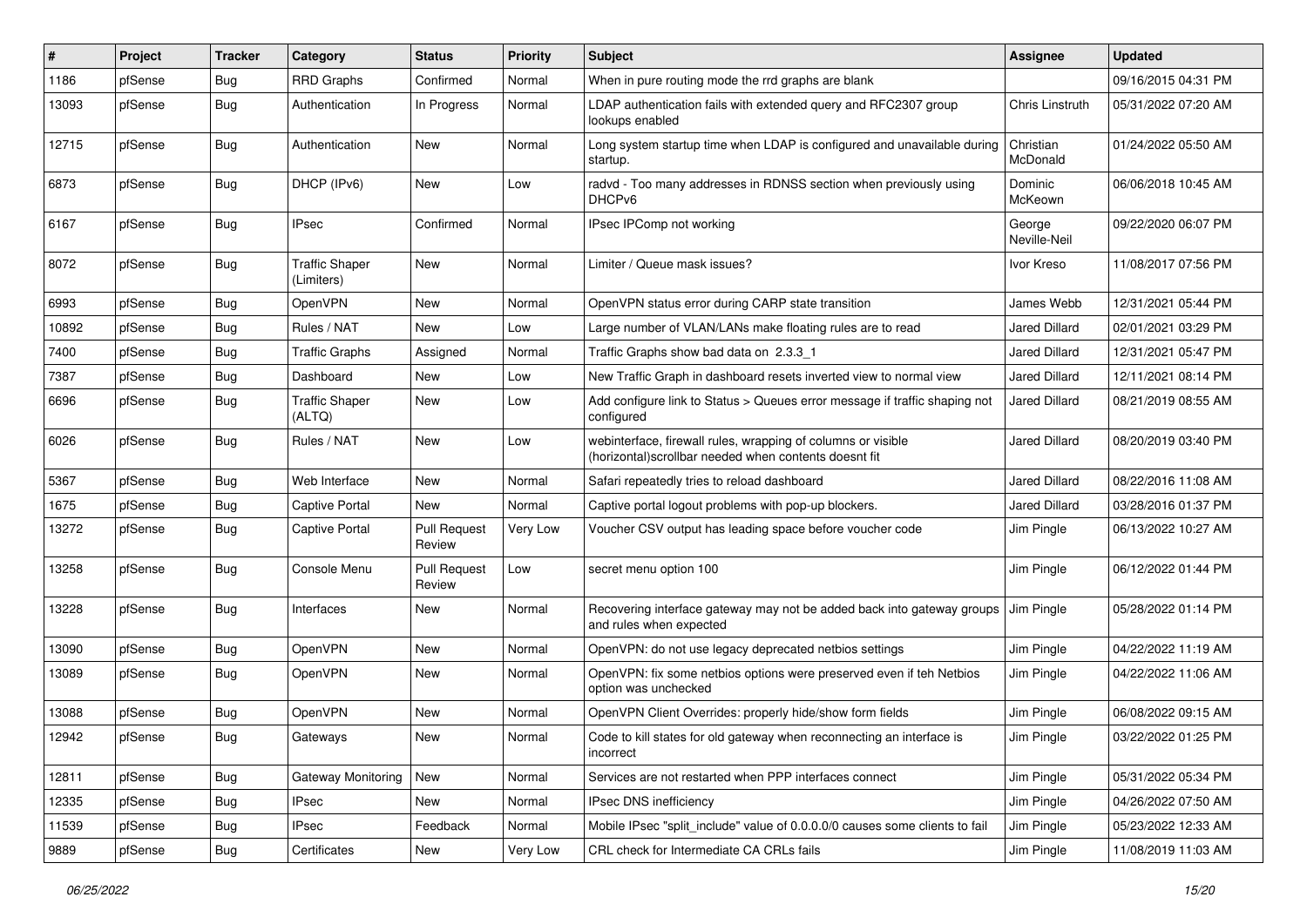| # | Project | Tracker | Category | Status | Priority | Subject | Assignee | Updated |
|---|---|---|---|---|---|---|---|---|
| 1186 | pfSense | Bug | RRD Graphs | Confirmed | Normal | When in pure routing mode the rrd graphs are blank | | 09/16/2015 04:31 PM |
| 13093 | pfSense | Bug | Authentication | In Progress | Normal | LDAP authentication fails with extended query and RFC2307 group lookups enabled | Chris Linstruth | 05/31/2022 07:20 AM |
| 12715 | pfSense | Bug | Authentication | New | Normal | Long system startup time when LDAP is configured and unavailable during startup. | Christian McDonald | 01/24/2022 05:50 AM |
| 6873 | pfSense | Bug | DHCP (IPv6) | New | Low | radvd - Too many addresses in RDNSS section when previously using DHCPv6 | Dominic McKeown | 06/06/2018 10:45 AM |
| 6167 | pfSense | Bug | IPsec | Confirmed | Normal | IPsec IPComp not working | George Neville-Neil | 09/22/2020 06:07 PM |
| 8072 | pfSense | Bug | Traffic Shaper (Limiters) | New | Normal | Limiter / Queue mask issues? | Ivor Kreso | 11/08/2017 07:56 PM |
| 6993 | pfSense | Bug | OpenVPN | New | Normal | OpenVPN status error during CARP state transition | James Webb | 12/31/2021 05:44 PM |
| 10892 | pfSense | Bug | Rules / NAT | New | Low | Large number of VLAN/LANs make floating rules are to read | Jared Dillard | 02/01/2021 03:29 PM |
| 7400 | pfSense | Bug | Traffic Graphs | Assigned | Normal | Traffic Graphs show bad data on 2.3.3_1 | Jared Dillard | 12/31/2021 05:47 PM |
| 7387 | pfSense | Bug | Dashboard | New | Low | New Traffic Graph in dashboard resets inverted view to normal view | Jared Dillard | 12/11/2021 08:14 PM |
| 6696 | pfSense | Bug | Traffic Shaper (ALTQ) | New | Low | Add configure link to Status > Queues error message if traffic shaping not configured | Jared Dillard | 08/21/2019 08:55 AM |
| 6026 | pfSense | Bug | Rules / NAT | New | Low | webinterface, firewall rules, wrapping of columns or visible (horizontal)scrollbar needed when contents doesnt fit | Jared Dillard | 08/20/2019 03:40 PM |
| 5367 | pfSense | Bug | Web Interface | New | Normal | Safari repeatedly tries to reload dashboard | Jared Dillard | 08/22/2016 11:08 AM |
| 1675 | pfSense | Bug | Captive Portal | New | Normal | Captive portal logout problems with pop-up blockers. | Jared Dillard | 03/28/2016 01:37 PM |
| 13272 | pfSense | Bug | Captive Portal | Pull Request Review | Very Low | Voucher CSV output has leading space before voucher code | Jim Pingle | 06/13/2022 10:27 AM |
| 13258 | pfSense | Bug | Console Menu | Pull Request Review | Low | secret menu option 100 | Jim Pingle | 06/12/2022 01:44 PM |
| 13228 | pfSense | Bug | Interfaces | New | Normal | Recovering interface gateway may not be added back into gateway groups and rules when expected | Jim Pingle | 05/28/2022 01:14 PM |
| 13090 | pfSense | Bug | OpenVPN | New | Normal | OpenVPN: do not use legacy deprecated netbios settings | Jim Pingle | 04/22/2022 11:19 AM |
| 13089 | pfSense | Bug | OpenVPN | New | Normal | OpenVPN: fix some netbios options were preserved even if teh Netbios option was unchecked | Jim Pingle | 04/22/2022 11:06 AM |
| 13088 | pfSense | Bug | OpenVPN | New | Normal | OpenVPN Client Overrides: properly hide/show form fields | Jim Pingle | 06/08/2022 09:15 AM |
| 12942 | pfSense | Bug | Gateways | New | Normal | Code to kill states for old gateway when reconnecting an interface is incorrect | Jim Pingle | 03/22/2022 01:25 PM |
| 12811 | pfSense | Bug | Gateway Monitoring | New | Normal | Services are not restarted when PPP interfaces connect | Jim Pingle | 05/31/2022 05:34 PM |
| 12335 | pfSense | Bug | IPsec | New | Normal | IPsec DNS inefficiency | Jim Pingle | 04/26/2022 07:50 AM |
| 11539 | pfSense | Bug | IPsec | Feedback | Normal | Mobile IPsec "split_include" value of 0.0.0.0/0 causes some clients to fail | Jim Pingle | 05/23/2022 12:33 AM |
| 9889 | pfSense | Bug | Certificates | New | Very Low | CRL check for Intermediate CA CRLs fails | Jim Pingle | 11/08/2019 11:03 AM |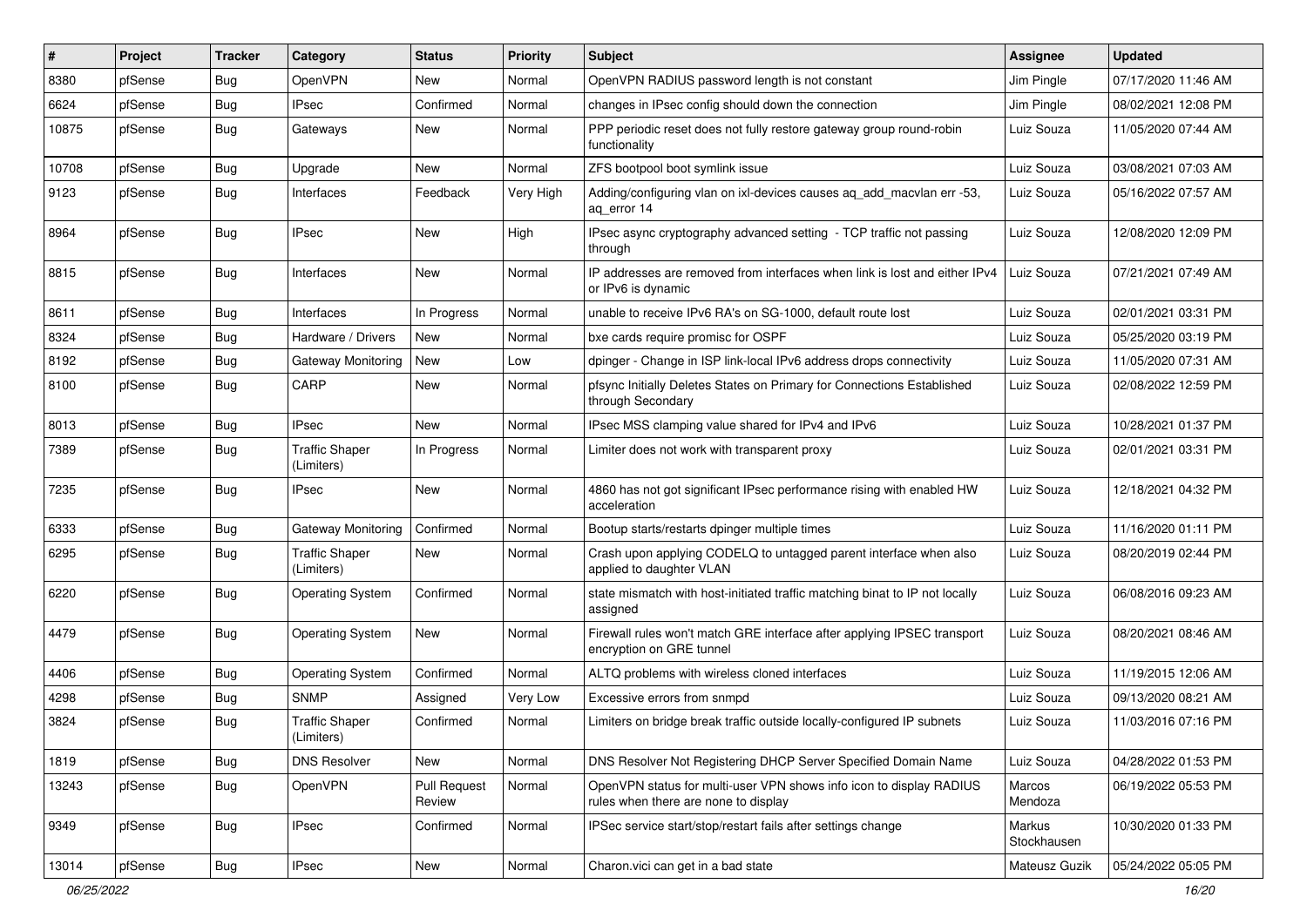| # | Project | Tracker | Category | Status | Priority | Subject | Assignee | Updated |
|---|---|---|---|---|---|---|---|---|
| 8380 | pfSense | Bug | OpenVPN | New | Normal | OpenVPN RADIUS password length is not constant | Jim Pingle | 07/17/2020 11:46 AM |
| 6624 | pfSense | Bug | IPsec | Confirmed | Normal | changes in IPsec config should down the connection | Jim Pingle | 08/02/2021 12:08 PM |
| 10875 | pfSense | Bug | Gateways | New | Normal | PPP periodic reset does not fully restore gateway group round-robin functionality | Luiz Souza | 11/05/2020 07:44 AM |
| 10708 | pfSense | Bug | Upgrade | New | Normal | ZFS bootpool boot symlink issue | Luiz Souza | 03/08/2021 07:03 AM |
| 9123 | pfSense | Bug | Interfaces | Feedback | Very High | Adding/configuring vlan on ixl-devices causes aq_add_macvlan err -53, aq_error 14 | Luiz Souza | 05/16/2022 07:57 AM |
| 8964 | pfSense | Bug | IPsec | New | High | IPsec async cryptography advanced setting - TCP traffic not passing through | Luiz Souza | 12/08/2020 12:09 PM |
| 8815 | pfSense | Bug | Interfaces | New | Normal | IP addresses are removed from interfaces when link is lost and either IPv4 or IPv6 is dynamic | Luiz Souza | 07/21/2021 07:49 AM |
| 8611 | pfSense | Bug | Interfaces | In Progress | Normal | unable to receive IPv6 RA's on SG-1000, default route lost | Luiz Souza | 02/01/2021 03:31 PM |
| 8324 | pfSense | Bug | Hardware / Drivers | New | Normal | bxe cards require promisc for OSPF | Luiz Souza | 05/25/2020 03:19 PM |
| 8192 | pfSense | Bug | Gateway Monitoring | New | Low | dpinger - Change in ISP link-local IPv6 address drops connectivity | Luiz Souza | 11/05/2020 07:31 AM |
| 8100 | pfSense | Bug | CARP | New | Normal | pfsync Initially Deletes States on Primary for Connections Established through Secondary | Luiz Souza | 02/08/2022 12:59 PM |
| 8013 | pfSense | Bug | IPsec | New | Normal | IPsec MSS clamping value shared for IPv4 and IPv6 | Luiz Souza | 10/28/2021 01:37 PM |
| 7389 | pfSense | Bug | Traffic Shaper (Limiters) | In Progress | Normal | Limiter does not work with transparent proxy | Luiz Souza | 02/01/2021 03:31 PM |
| 7235 | pfSense | Bug | IPsec | New | Normal | 4860 has not got significant IPsec performance rising with enabled HW acceleration | Luiz Souza | 12/18/2021 04:32 PM |
| 6333 | pfSense | Bug | Gateway Monitoring | Confirmed | Normal | Bootup starts/restarts dpinger multiple times | Luiz Souza | 11/16/2020 01:11 PM |
| 6295 | pfSense | Bug | Traffic Shaper (Limiters) | New | Normal | Crash upon applying CODELQ to untagged parent interface when also applied to daughter VLAN | Luiz Souza | 08/20/2019 02:44 PM |
| 6220 | pfSense | Bug | Operating System | Confirmed | Normal | state mismatch with host-initiated traffic matching binat to IP not locally assigned | Luiz Souza | 06/08/2016 09:23 AM |
| 4479 | pfSense | Bug | Operating System | New | Normal | Firewall rules won't match GRE interface after applying IPSEC transport encryption on GRE tunnel | Luiz Souza | 08/20/2021 08:46 AM |
| 4406 | pfSense | Bug | Operating System | Confirmed | Normal | ALTQ problems with wireless cloned interfaces | Luiz Souza | 11/19/2015 12:06 AM |
| 4298 | pfSense | Bug | SNMP | Assigned | Very Low | Excessive errors from snmpd | Luiz Souza | 09/13/2020 08:21 AM |
| 3824 | pfSense | Bug | Traffic Shaper (Limiters) | Confirmed | Normal | Limiters on bridge break traffic outside locally-configured IP subnets | Luiz Souza | 11/03/2016 07:16 PM |
| 1819 | pfSense | Bug | DNS Resolver | New | Normal | DNS Resolver Not Registering DHCP Server Specified Domain Name | Luiz Souza | 04/28/2022 01:53 PM |
| 13243 | pfSense | Bug | OpenVPN | Pull Request Review | Normal | OpenVPN status for multi-user VPN shows info icon to display RADIUS rules when there are none to display | Marcos Mendoza | 06/19/2022 05:53 PM |
| 9349 | pfSense | Bug | IPsec | Confirmed | Normal | IPSec service start/stop/restart fails after settings change | Markus Stockhausen | 10/30/2020 01:33 PM |
| 13014 | pfSense | Bug | IPsec | New | Normal | Charon.vici can get in a bad state | Mateusz Guzik | 05/24/2022 05:05 PM |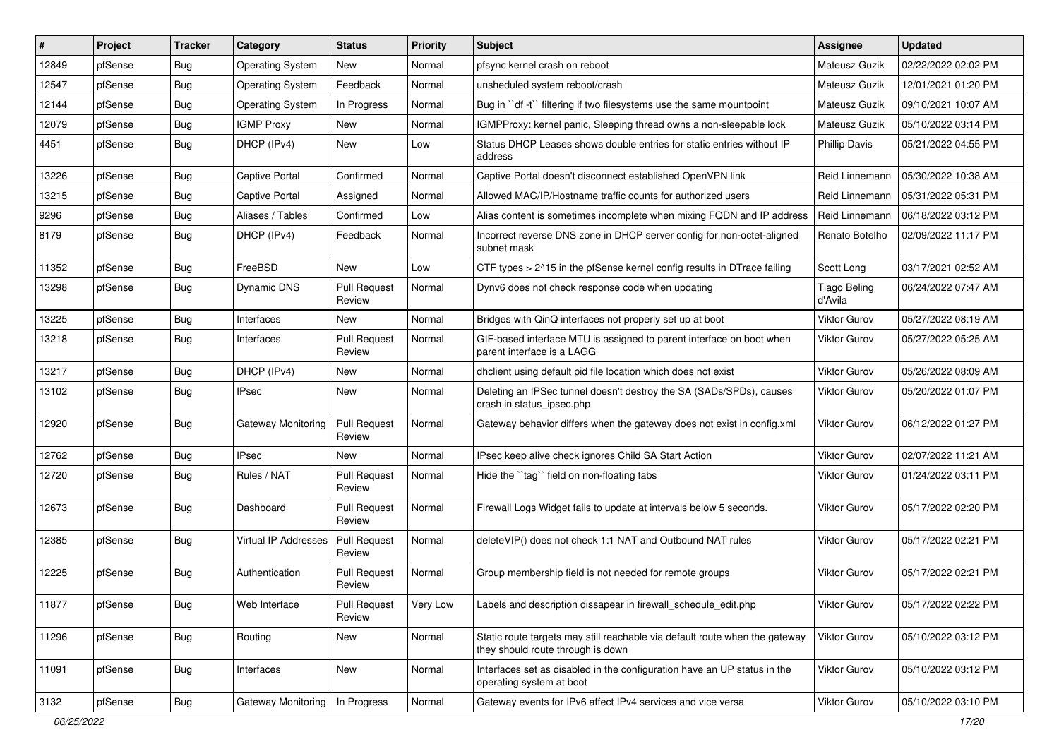| # | Project | Tracker | Category | Status | Priority | Subject | Assignee | Updated |
|---|---|---|---|---|---|---|---|---|
| 12849 | pfSense | Bug | Operating System | New | Normal | pfsync kernel crash on reboot | Mateusz Guzik | 02/22/2022 02:02 PM |
| 12547 | pfSense | Bug | Operating System | Feedback | Normal | unsheduled system reboot/crash | Mateusz Guzik | 12/01/2021 01:20 PM |
| 12144 | pfSense | Bug | Operating System | In Progress | Normal | Bug in ``df -t`` filtering if two filesystems use the same mountpoint | Mateusz Guzik | 09/10/2021 10:07 AM |
| 12079 | pfSense | Bug | IGMP Proxy | New | Normal | IGMPProxy: kernel panic, Sleeping thread owns a non-sleepable lock | Mateusz Guzik | 05/10/2022 03:14 PM |
| 4451 | pfSense | Bug | DHCP (IPv4) | New | Low | Status DHCP Leases shows double entries for static entries without IP address | Phillip Davis | 05/21/2022 04:55 PM |
| 13226 | pfSense | Bug | Captive Portal | Confirmed | Normal | Captive Portal doesn't disconnect established OpenVPN link | Reid Linnemann | 05/30/2022 10:38 AM |
| 13215 | pfSense | Bug | Captive Portal | Assigned | Normal | Allowed MAC/IP/Hostname traffic counts for authorized users | Reid Linnemann | 05/31/2022 05:31 PM |
| 9296 | pfSense | Bug | Aliases / Tables | Confirmed | Low | Alias content is sometimes incomplete when mixing FQDN and IP address | Reid Linnemann | 06/18/2022 03:12 PM |
| 8179 | pfSense | Bug | DHCP (IPv4) | Feedback | Normal | Incorrect reverse DNS zone in DHCP server config for non-octet-aligned subnet mask | Renato Botelho | 02/09/2022 11:17 PM |
| 11352 | pfSense | Bug | FreeBSD | New | Low | CTF types > 2^15 in the pfSense kernel config results in DTrace failing | Scott Long | 03/17/2021 02:52 AM |
| 13298 | pfSense | Bug | Dynamic DNS | Pull Request Review | Normal | Dynv6 does not check response code when updating | Tiago Beling d'Avila | 06/24/2022 07:47 AM |
| 13225 | pfSense | Bug | Interfaces | New | Normal | Bridges with QinQ interfaces not properly set up at boot | Viktor Gurov | 05/27/2022 08:19 AM |
| 13218 | pfSense | Bug | Interfaces | Pull Request Review | Normal | GIF-based interface MTU is assigned to parent interface on boot when parent interface is a LAGG | Viktor Gurov | 05/27/2022 05:25 AM |
| 13217 | pfSense | Bug | DHCP (IPv4) | New | Normal | dhclient using default pid file location which does not exist | Viktor Gurov | 05/26/2022 08:09 AM |
| 13102 | pfSense | Bug | IPsec | New | Normal | Deleting an IPSec tunnel doesn't destroy the SA (SADs/SPDs), causes crash in status_ipsec.php | Viktor Gurov | 05/20/2022 01:07 PM |
| 12920 | pfSense | Bug | Gateway Monitoring | Pull Request Review | Normal | Gateway behavior differs when the gateway does not exist in config.xml | Viktor Gurov | 06/12/2022 01:27 PM |
| 12762 | pfSense | Bug | IPsec | New | Normal | IPsec keep alive check ignores Child SA Start Action | Viktor Gurov | 02/07/2022 11:21 AM |
| 12720 | pfSense | Bug | Rules / NAT | Pull Request Review | Normal | Hide the ``tag`` field on non-floating tabs | Viktor Gurov | 01/24/2022 03:11 PM |
| 12673 | pfSense | Bug | Dashboard | Pull Request Review | Normal | Firewall Logs Widget fails to update at intervals below 5 seconds. | Viktor Gurov | 05/17/2022 02:20 PM |
| 12385 | pfSense | Bug | Virtual IP Addresses | Pull Request Review | Normal | deleteVIP() does not check 1:1 NAT and Outbound NAT rules | Viktor Gurov | 05/17/2022 02:21 PM |
| 12225 | pfSense | Bug | Authentication | Pull Request Review | Normal | Group membership field is not needed for remote groups | Viktor Gurov | 05/17/2022 02:21 PM |
| 11877 | pfSense | Bug | Web Interface | Pull Request Review | Very Low | Labels and description dissapear in firewall_schedule_edit.php | Viktor Gurov | 05/17/2022 02:22 PM |
| 11296 | pfSense | Bug | Routing | New | Normal | Static route targets may still reachable via default route when the gateway they should route through is down | Viktor Gurov | 05/10/2022 03:12 PM |
| 11091 | pfSense | Bug | Interfaces | New | Normal | Interfaces set as disabled in the configuration have an UP status in the operating system at boot | Viktor Gurov | 05/10/2022 03:12 PM |
| 3132 | pfSense | Bug | Gateway Monitoring | In Progress | Normal | Gateway events for IPv6 affect IPv4 services and vice versa | Viktor Gurov | 05/10/2022 03:10 PM |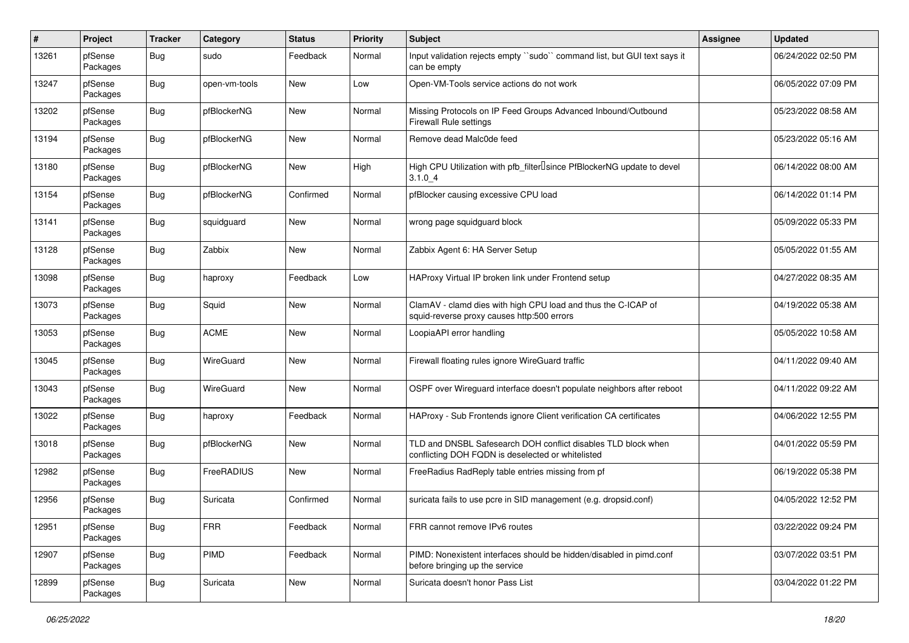| # | Project | Tracker | Category | Status | Priority | Subject | Assignee | Updated |
|---|---|---|---|---|---|---|---|---|
| 13261 | pfSense Packages | Bug | sudo | Feedback | Normal | Input validation rejects empty ``sudo`` command list, but GUI text says it can be empty | | 06/24/2022 02:50 PM |
| 13247 | pfSense Packages | Bug | open-vm-tools | New | Low | Open-VM-Tools service actions do not work | | 06/05/2022 07:09 PM |
| 13202 | pfSense Packages | Bug | pfBlockerNG | New | Normal | Missing Protocols on IP Feed Groups Advanced Inbound/Outbound Firewall Rule settings | | 05/23/2022 08:58 AM |
| 13194 | pfSense Packages | Bug | pfBlockerNG | New | Normal | Remove dead Malc0de feed | | 05/23/2022 05:16 AM |
| 13180 | pfSense Packages | Bug | pfBlockerNG | New | High | High CPU Utilization with pfb_filter since PfBlockerNG update to devel 3.1.0_4 | | 06/14/2022 08:00 AM |
| 13154 | pfSense Packages | Bug | pfBlockerNG | Confirmed | Normal | pfBlocker causing excessive CPU load | | 06/14/2022 01:14 PM |
| 13141 | pfSense Packages | Bug | squidguard | New | Normal | wrong page squidguard block | | 05/09/2022 05:33 PM |
| 13128 | pfSense Packages | Bug | Zabbix | New | Normal | Zabbix Agent 6: HA Server Setup | | 05/05/2022 01:55 AM |
| 13098 | pfSense Packages | Bug | haproxy | Feedback | Low | HAProxy Virtual IP broken link under Frontend setup | | 04/27/2022 08:35 AM |
| 13073 | pfSense Packages | Bug | Squid | New | Normal | ClamAV - clamd dies with high CPU load and thus the C-ICAP of squid-reverse proxy causes http:500 errors | | 04/19/2022 05:38 AM |
| 13053 | pfSense Packages | Bug | ACME | New | Normal | LoopiaAPI error handling | | 05/05/2022 10:58 AM |
| 13045 | pfSense Packages | Bug | WireGuard | New | Normal | Firewall floating rules ignore WireGuard traffic | | 04/11/2022 09:40 AM |
| 13043 | pfSense Packages | Bug | WireGuard | New | Normal | OSPF over Wireguard interface doesn't populate neighbors after reboot | | 04/11/2022 09:22 AM |
| 13022 | pfSense Packages | Bug | haproxy | Feedback | Normal | HAProxy - Sub Frontends ignore Client verification CA certificates | | 04/06/2022 12:55 PM |
| 13018 | pfSense Packages | Bug | pfBlockerNG | New | Normal | TLD and DNSBL Safesearch DOH conflict disables TLD block when conflicting DOH FQDN is deselected or whitelisted | | 04/01/2022 05:59 PM |
| 12982 | pfSense Packages | Bug | FreeRADIUS | New | Normal | FreeRadius RadReply table entries missing from pf | | 06/19/2022 05:38 PM |
| 12956 | pfSense Packages | Bug | Suricata | Confirmed | Normal | suricata fails to use pcre in SID management (e.g. dropsid.conf) | | 04/05/2022 12:52 PM |
| 12951 | pfSense Packages | Bug | FRR | Feedback | Normal | FRR cannot remove IPv6 routes | | 03/22/2022 09:24 PM |
| 12907 | pfSense Packages | Bug | PIMD | Feedback | Normal | PIMD: Nonexistent interfaces should be hidden/disabled in pimd.conf before bringing up the service | | 03/07/2022 03:51 PM |
| 12899 | pfSense Packages | Bug | Suricata | New | Normal | Suricata doesn't honor Pass List | | 03/04/2022 01:22 PM |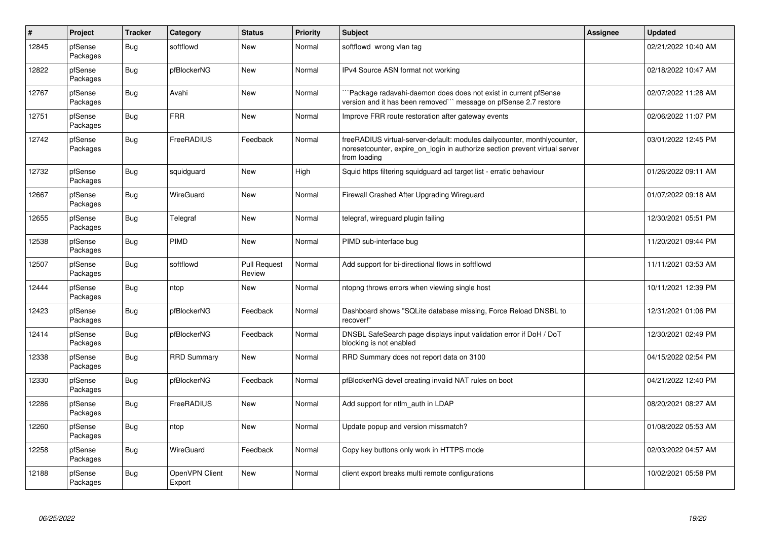| # | Project | Tracker | Category | Status | Priority | Subject | Assignee | Updated |
|---|---|---|---|---|---|---|---|---|
| 12845 | pfSense Packages | Bug | softflowd | New | Normal | softflowd wrong vlan tag | | 02/21/2022 10:40 AM |
| 12822 | pfSense Packages | Bug | pfBlockerNG | New | Normal | IPv4 Source ASN format not working | | 02/18/2022 10:47 AM |
| 12767 | pfSense Packages | Bug | Avahi | New | Normal | ```Package radavahi-daemon does does not exist in current pfSense version and it has been removed``` message on pfSense 2.7 restore | | 02/07/2022 11:28 AM |
| 12751 | pfSense Packages | Bug | FRR | New | Normal | Improve FRR route restoration after gateway events | | 02/06/2022 11:07 PM |
| 12742 | pfSense Packages | Bug | FreeRADIUS | Feedback | Normal | freeRADIUS virtual-server-default: modules dailycounter, monthlycounter, noresetcounter, expire_on_login in authorize section prevent virtual server from loading | | 03/01/2022 12:45 PM |
| 12732 | pfSense Packages | Bug | squidguard | New | High | Squid https filtering squidguard acl target list - erratic behaviour | | 01/26/2022 09:11 AM |
| 12667 | pfSense Packages | Bug | WireGuard | New | Normal | Firewall Crashed After Upgrading Wireguard | | 01/07/2022 09:18 AM |
| 12655 | pfSense Packages | Bug | Telegraf | New | Normal | telegraf, wireguard plugin failing | | 12/30/2021 05:51 PM |
| 12538 | pfSense Packages | Bug | PIMD | New | Normal | PIMD sub-interface bug | | 11/20/2021 09:44 PM |
| 12507 | pfSense Packages | Bug | softflowd | Pull Request Review | Normal | Add support for bi-directional flows in softflowd | | 11/11/2021 03:53 AM |
| 12444 | pfSense Packages | Bug | ntop | New | Normal | ntopng throws errors when viewing single host | | 10/11/2021 12:39 PM |
| 12423 | pfSense Packages | Bug | pfBlockerNG | Feedback | Normal | Dashboard shows "SQLite database missing, Force Reload DNSBL to recover!" | | 12/31/2021 01:06 PM |
| 12414 | pfSense Packages | Bug | pfBlockerNG | Feedback | Normal | DNSBL SafeSearch page displays input validation error if DoH / DoT blocking is not enabled | | 12/30/2021 02:49 PM |
| 12338 | pfSense Packages | Bug | RRD Summary | New | Normal | RRD Summary does not report data on 3100 | | 04/15/2022 02:54 PM |
| 12330 | pfSense Packages | Bug | pfBlockerNG | Feedback | Normal | pfBlockerNG devel creating invalid NAT rules on boot | | 04/21/2022 12:40 PM |
| 12286 | pfSense Packages | Bug | FreeRADIUS | New | Normal | Add support for ntlm_auth in LDAP | | 08/20/2021 08:27 AM |
| 12260 | pfSense Packages | Bug | ntop | New | Normal | Update popup and version missmatch? | | 01/08/2022 05:53 AM |
| 12258 | pfSense Packages | Bug | WireGuard | Feedback | Normal | Copy key buttons only work in HTTPS mode | | 02/03/2022 04:57 AM |
| 12188 | pfSense Packages | Bug | OpenVPN Client Export | New | Normal | client export breaks multi remote configurations | | 10/02/2021 05:58 PM |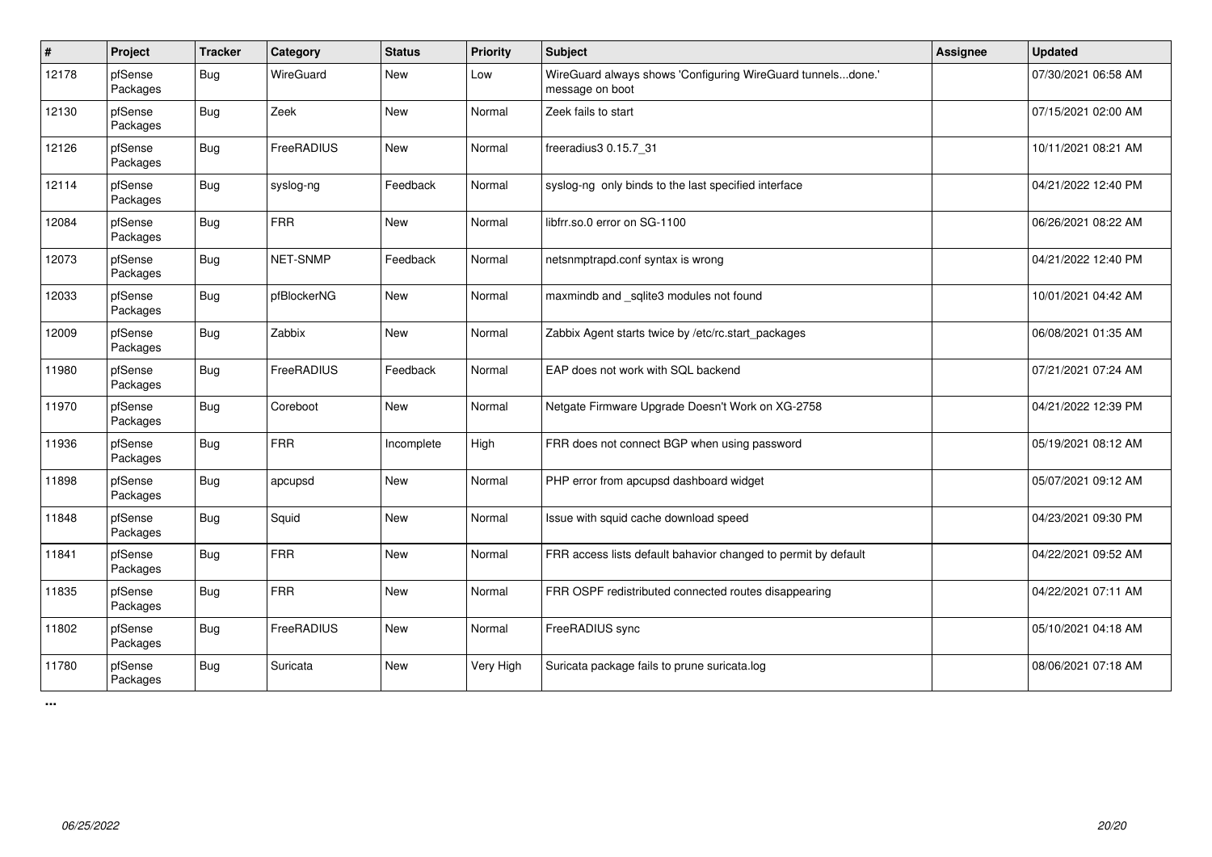| # | Project | Tracker | Category | Status | Priority | Subject | Assignee | Updated |
|---|---|---|---|---|---|---|---|---|
| 12178 | pfSense Packages | Bug | WireGuard | New | Low | WireGuard always shows 'Configuring WireGuard tunnels...done.' message on boot | | 07/30/2021 06:58 AM |
| 12130 | pfSense Packages | Bug | Zeek | New | Normal | Zeek fails to start | | 07/15/2021 02:00 AM |
| 12126 | pfSense Packages | Bug | FreeRADIUS | New | Normal | freeradius3 0.15.7_31 | | 10/11/2021 08:21 AM |
| 12114 | pfSense Packages | Bug | syslog-ng | Feedback | Normal | syslog-ng only binds to the last specified interface | | 04/21/2022 12:40 PM |
| 12084 | pfSense Packages | Bug | FRR | New | Normal | libfrr.so.0 error on SG-1100 | | 06/26/2021 08:22 AM |
| 12073 | pfSense Packages | Bug | NET-SNMP | Feedback | Normal | netsnmptrapd.conf syntax is wrong | | 04/21/2022 12:40 PM |
| 12033 | pfSense Packages | Bug | pfBlockerNG | New | Normal | maxmindb and _sqlite3 modules not found | | 10/01/2021 04:42 AM |
| 12009 | pfSense Packages | Bug | Zabbix | New | Normal | Zabbix Agent starts twice by /etc/rc.start_packages | | 06/08/2021 01:35 AM |
| 11980 | pfSense Packages | Bug | FreeRADIUS | Feedback | Normal | EAP does not work with SQL backend | | 07/21/2021 07:24 AM |
| 11970 | pfSense Packages | Bug | Coreboot | New | Normal | Netgate Firmware Upgrade Doesn't Work on XG-2758 | | 04/21/2022 12:39 PM |
| 11936 | pfSense Packages | Bug | FRR | Incomplete | High | FRR does not connect BGP when using password | | 05/19/2021 08:12 AM |
| 11898 | pfSense Packages | Bug | apcupsd | New | Normal | PHP error from apcupsd dashboard widget | | 05/07/2021 09:12 AM |
| 11848 | pfSense Packages | Bug | Squid | New | Normal | Issue with squid cache download speed | | 04/23/2021 09:30 PM |
| 11841 | pfSense Packages | Bug | FRR | New | Normal | FRR access lists default bahavior changed to permit by default | | 04/22/2021 09:52 AM |
| 11835 | pfSense Packages | Bug | FRR | New | Normal | FRR OSPF redistributed connected routes disappearing | | 04/22/2021 07:11 AM |
| 11802 | pfSense Packages | Bug | FreeRADIUS | New | Normal | FreeRADIUS sync | | 05/10/2021 04:18 AM |
| 11780 | pfSense Packages | Bug | Suricata | New | Very High | Suricata package fails to prune suricata.log | | 08/06/2021 07:18 AM |

...